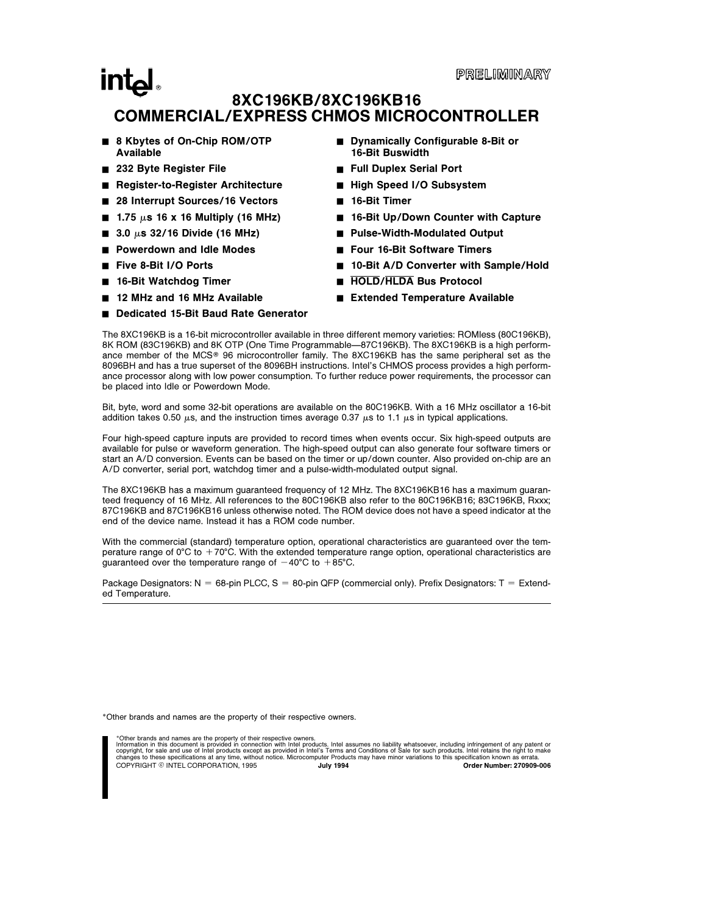PRELIMINARY

# 8XC196KB/8XC196KB16 COMMERCIAL/EXPRESS CHMOS MICROCONTROLLER

- **8 Kbytes of On-Chip ROM/OTP Available**
- **232 Byte Register File**
- **Register-to-Register Architecture**
- **28 Interrupt Sources/16 Vectors**
- **1.75 μs 16 x 16 Multiply (16 MHz)**
- **3.0 μs 32/16 Divide (16 MHz)**
- **Powerdown and Idle Modes**
- **Five 8-Bit I/O Ports**
- **16-Bit Watchdog Timer**
- **12 MHz and 16 MHz Available**
- **Dedicated 15-Bit Baud Rate Generator**
- **Dynamically Configurable 8-Bit or 16-Bit Buswidth**
- **Full Duplex Serial Port**
- **High Speed I/O Subsystem**
- **16-Bit Timer**
- **16-Bit Up/Down Counter with Capture**
- **Pulse-Width-Modulated Output**
- **Four 16-Bit Software Timers**
- **10-Bit A/D Converter with Sample/Hold**
- **$\overline{HOLD}/\overline{HLDA}$ Bus Protocol**
- **Extended Temperature Available**

The 8XC196KB is a 16-bit microcontroller available in three different memory varieties: ROMless (80C196KB), 8K ROM (83C196KB) and 8K OTP (One Time Programmable—87C196KB). The 8XC196KB is a high performance member of the MCS® 96 microcontroller family. The 8XC196KB has the same peripheral set as the 8096BH and has a true superset of the 8096BH instructions. Intel's CHMOS process provides a high performance processor along with low power consumption. To further reduce power requirements, the processor can be placed into Idle or Powerdown Mode.

Bit, byte, word and some 32-bit operations are available on the 80C196KB. With a 16 MHz oscillator a 16-bit addition takes 0.50 μs, and the instruction times average 0.37 μs to 1.1 μs in typical applications.

Four high-speed capture inputs are provided to record times when events occur. Six high-speed outputs are available for pulse or waveform generation. The high-speed output can also generate four software timers or start an A/D conversion. Events can be based on the timer or up/down counter. Also provided on-chip are an A/D converter, serial port, watchdog timer and a pulse-width-modulated output signal.

The 8XC196KB has a maximum guaranteed frequency of 12 MHz. The 8XC196KB16 has a maximum guaranteed frequency of 16 MHz. All references to the 80C196KB also refer to the 80C196KB16; 83C196KB, Rxxx; 87C196KB and 87C196KB16 unless otherwise noted. The ROM device does not have a speed indicator at the end of the device name. Instead it has a ROM code number.

With the commercial (standard) temperature option, operational characteristics are guaranteed over the temperature range of 0°C to +70°C. With the extended temperature range option, operational characteristics are guaranteed over the temperature range of −40°C to +85°C.

Package Designators: N = 68-pin PLCC, S = 80-pin QFP (commercial only). Prefix Designators: T = Extended Temperature.

*Other brands and names are the property of their respective owners.

*Other brands and names are the property of their respective owners.
Information in this document is provided in connection with Intel products. Intel assumes no liability whatsoever, including infringement of any patent or copyright, for sale and use of Intel products except as provided in Intel's Terms and Conditions of Sale for such products. Intel retains the right to make changes to these specifications at any time, without notice. Microcomputer Products may have minor variations to this specification known as errata.
COPYRIGHT © INTEL CORPORATION, 1995 **July 1994** **Order Number: 270909-006**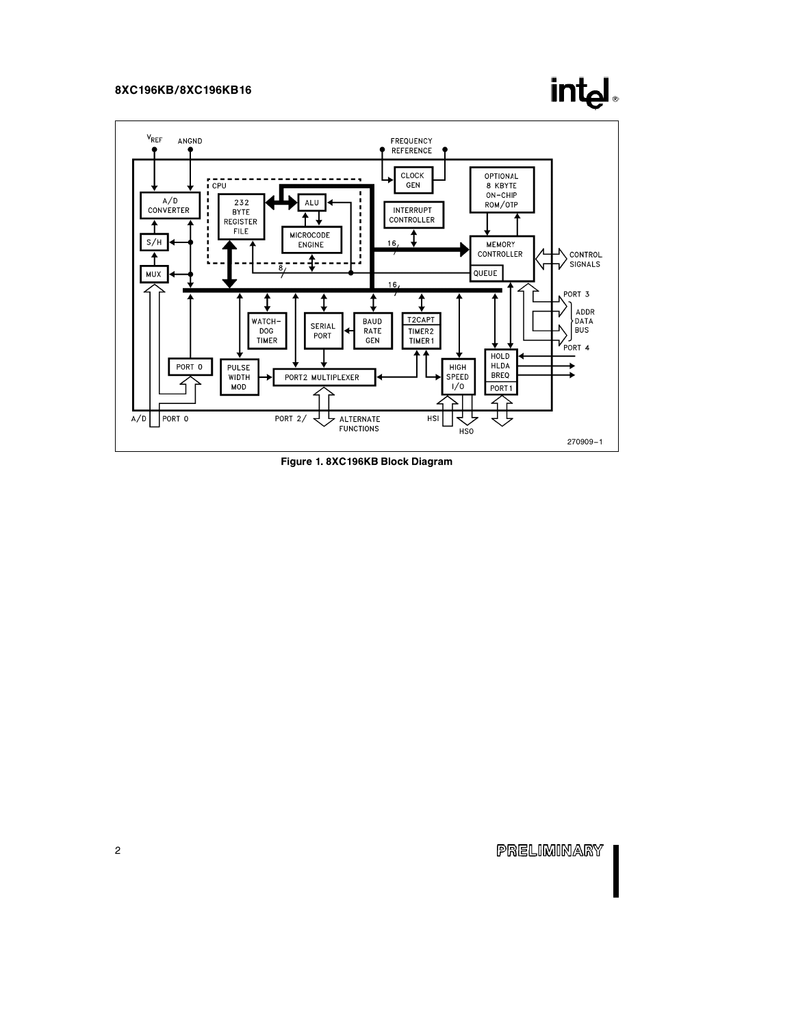VREF ANGND FREQUENCY REFERENCE

CPU

A/D CONVERTER

232 BYTE REGISTER FILE

ALU

MICROCODE ENGINE

CLOCK GEN

INTERRUPT CONTROLLER

OPTIONAL 8 KBYTE ON-CHIP ROM/OTP

MEMORY CONTROLLER

QUEUE

CONTROL SIGNALS

S/H

MUX

16

8

16

PORT 3

ADDR DATA BUS

PORT 4

WATCH-DOG TIMER

SERIAL PORT

BAUD RATE GEN

T2CAPT TIMER2 TIMER1

PORT 0

PULSE WIDTH MOD

PORT2 MULTIPLEXER

HIGH SPEED I/O

HOLD HLDA BREQ

PORT1

A/D PORT 0

PORT 2/ ALTERNATE FUNCTIONS

HSI HSO

270909–1

**Figure 1. 8XC196KB Block Diagram**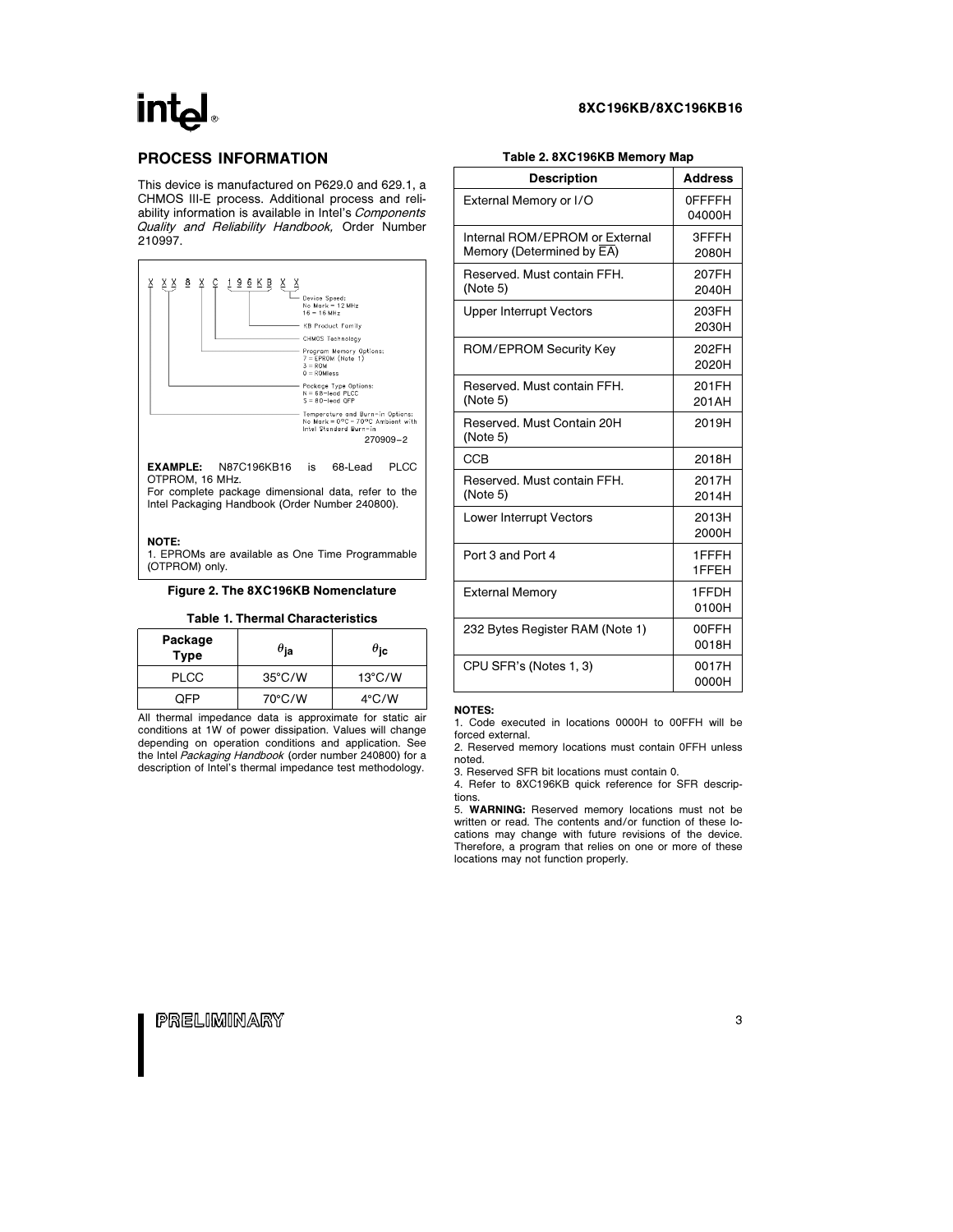## PROCESS INFORMATION

This device is manufactured on P629.0 and 629.1, a CHMOS III-E process. Additional process and reliability information is available in Intel's *Components Quality and Reliability Handbook,* Order Number 210997.

```
X XX 8 X C 196KB X X
                 └── Device Speed:
                     No Mark = 12 MHz
                     16 = 16 MHz
              └───── KB Product Family
         └────────── CHMOS Technology
       └──────────── Program Memory Options:
                     7 = EPROM (Note 1)
                     3 = ROM
                     0 = ROMless
   └──────────────── Package Type Options:
                     N = 68-lead PLCC
                     S = 80-lead QFP
└─────────────────── Temperature and Burn-in Options:
                     No Mark = 0°C – 70°C Ambient with
                     Intel Standard Burn-in
```

270909–2

**EXAMPLE:** N87C196KB16 is 68-Lead PLCC OTPROM, 16 MHz.
For complete package dimensional data, refer to the Intel Packaging Handbook (Order Number 240800).

**NOTE:**
1. EPROMs are available as One Time Programmable (OTPROM) only.

**Figure 2. The 8XC196KB Nomenclature**

**Table 1. Thermal Characteristics**

| Package Type | $\theta_{ja}$ | $\theta_{jc}$ |
|---|---|---|
| PLCC | 35°C/W | 13°C/W |
| QFP | 70°C/W | 4°C/W |

All thermal impedance data is approximate for static air conditions at 1W of power dissipation. Values will change depending on operation conditions and application. See the Intel *Packaging Handbook* (order number 240800) for a description of Intel's thermal impedance test methodology.

**Table 2. 8XC196KB Memory Map**

| Description | Address |
|---|---|
| External Memory or I/O | 0FFFFH<br>04000H |
| Internal ROM/EPROM or External Memory (Determined by $\overline{EA}$) | 3FFFH<br>2080H |
| Reserved. Must contain FFH. (Note 5) | 207FH<br>2040H |
| Upper Interrupt Vectors | 203FH<br>2030H |
| ROM/EPROM Security Key | 202FH<br>2020H |
| Reserved. Must contain FFH. (Note 5) | 201FH<br>201AH |
| Reserved. Must Contain 20H (Note 5) | 2019H |
| CCB | 2018H |
| Reserved. Must contain FFH. (Note 5) | 2017H<br>2014H |
| Lower Interrupt Vectors | 2013H<br>2000H |
| Port 3 and Port 4 | 1FFFH<br>1FFEH |
| External Memory | 1FFDH<br>0100H |
| 232 Bytes Register RAM (Note 1) | 00FFH<br>0018H |
| CPU SFR's (Notes 1, 3) | 0017H<br>0000H |

**NOTES:**
1. Code executed in locations 0000H to 00FFH will be forced external.
2. Reserved memory locations must contain 0FFH unless noted.
3. Reserved SFR bit locations must contain 0.
4. Refer to 8XC196KB quick reference for SFR descriptions.
5. **WARNING:** Reserved memory locations must not be written or read. The contents and/or function of these locations may change with future revisions of the device. Therefore, a program that relies on one or more of these locations may not function properly.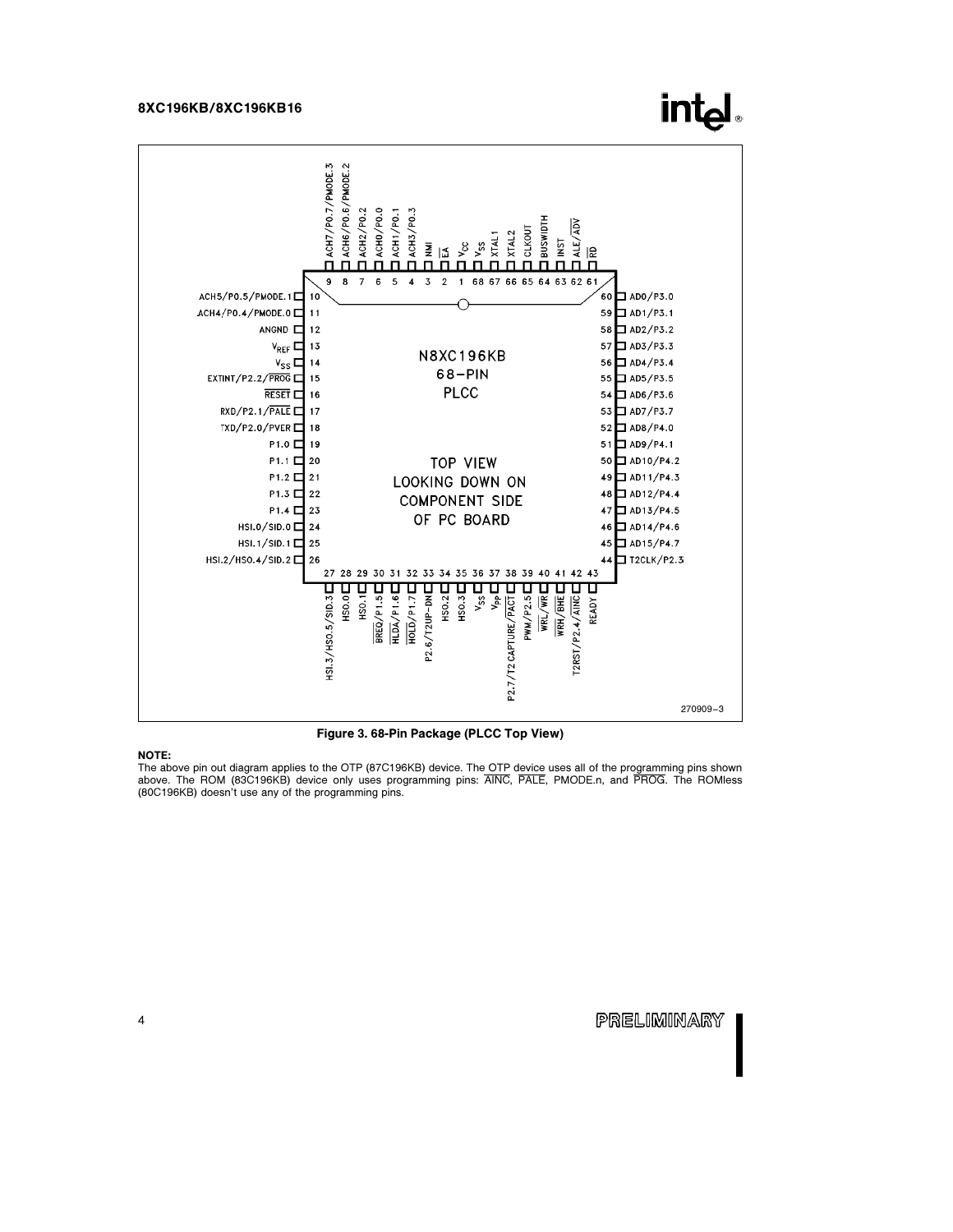Figure 3. 68-Pin Package (PLCC Top View)

**NOTE:**
The above pin out diagram applies to the OTP (87C196KB) device. The OTP device uses all of the programming pins shown above. The ROM (83C196KB) device only uses programming pins: AINC, PALE, PMODE.n, and PROG. The ROMless (80C196KB) doesn't use any of the programming pins.

**PRELIMINARY**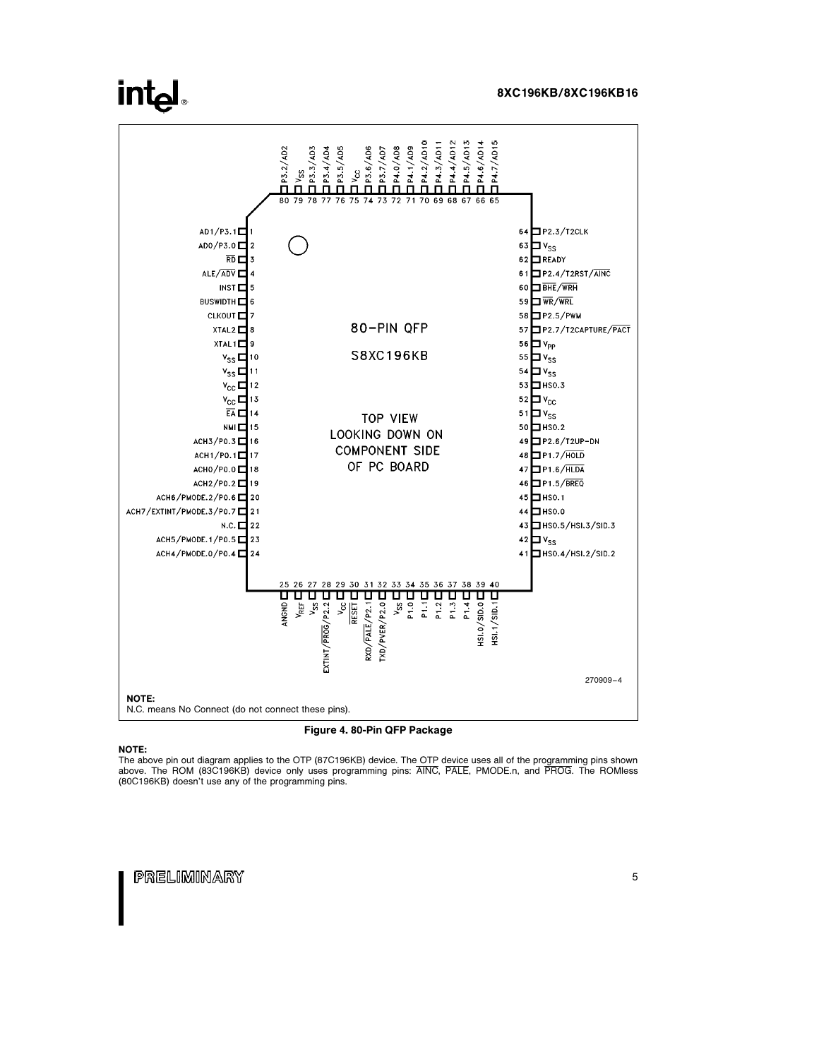80-PIN QFP

S8XC196KB

TOP VIEW
LOOKING DOWN ON
COMPONENT SIDE
OF PC BOARD

| Pin | Name | Pin | Name |
|---|---|---|---|
| 1 | AD1/P3.1 | 41 | HSO.4/HSI.2/SID.2 |
| 2 | AD0/P3.0 | 42 | $V_{SS}$ |
| 3 | RD | 43 | HSO.5/HSI.3/SID.3 |
| 4 | ALE/ADV | 44 | HSO.0 |
| 5 | INST | 45 | HSO.1 |
| 6 | BUSWIDTH | 46 | P1.5/BREQ |
| 7 | CLKOUT | 47 | P1.6/HLDA |
| 8 | XTAL2 | 48 | P1.7/HOLD |
| 9 | XTAL1 | 49 | P2.6/T2UP-DN |
| 10 | $V_{SS}$ | 50 | HSO.2 |
| 11 | $V_{SS}$ | 51 | $V_{SS}$ |
| 12 | $V_{CC}$ | 52 | $V_{CC}$ |
| 13 | $V_{CC}$ | 53 | HSO.3 |
| 14 | EA | 54 | $V_{SS}$ |
| 15 | NMI | 55 | $V_{SS}$ |
| 16 | ACH3/P0.3 | 56 | $V_{PP}$ |
| 17 | ACH1/P0.1 | 57 | P2.7/T2CAPTURE/PACT |
| 18 | ACH0/P0.0 | 58 | P2.5/PWM |
| 19 | ACH2/P0.2 | 59 | WR/WRL |
| 20 | ACH6/PMODE.2/P0.6 | 60 | BHE/WRH |
| 21 | ACH7/EXTINT/PMODE.3/P0.7 | 61 | P2.4/T2RST/AINC |
| 22 | N.C. | 62 | READY |
| 23 | ACH5/PMODE.1/P0.5 | 63 | $V_{SS}$ |
| 24 | ACH4/PMODE.0/P0.4 | 64 | P2.3/T2CLK |
| 25 | ANGND | 65 | P4.7/AD15 |
| 26 | $V_{REF}$ | 66 | P4.6/AD14 |
| 27 | $V_{SS}$ | 67 | P4.5/AD13 |
| 28 | EXTINT/PROG/P2.2 | 68 | P4.4/AD12 |
| 29 | $V_{CC}$ | 69 | P4.3/AD11 |
| 30 | RESET | 70 | P4.2/AD10 |
| 31 | RXD/PALE/P2.1 | 71 | P4.1/AD9 |
| 32 | TXD/PVER/P2.0 | 72 | P4.0/AD8 |
| 33 | $V_{SS}$ | 73 | P3.7/AD7 |
| 34 | P1.0 | 74 | P3.6/AD6 |
| 35 | P1.1 | 75 | $V_{CC}$ |
| 36 | P1.2 | 76 | P3.5/AD5 |
| 37 | P1.3 | 77 | P3.4/AD4 |
| 38 | P1.4 | 78 | P3.3/AD3 |
| 39 | HSI.0/SID.0 | 79 | $V_{SS}$ |
| 40 | HSI.1/SID.1 | 80 | P3.2/AD2 |

270909–4

**NOTE:**
N.C. means No Connect (do not connect these pins).

**Figure 4. 80-Pin QFP Package**

**NOTE:**
The above pin out diagram applies to the OTP (87C196KB) device. The OTP device uses all of the programming pins shown above. The ROM (83C196KB) device only uses programming pins: AINC, PALE, PMODE.n, and PROG. The ROMless (80C196KB) doesn't use any of the programming pins.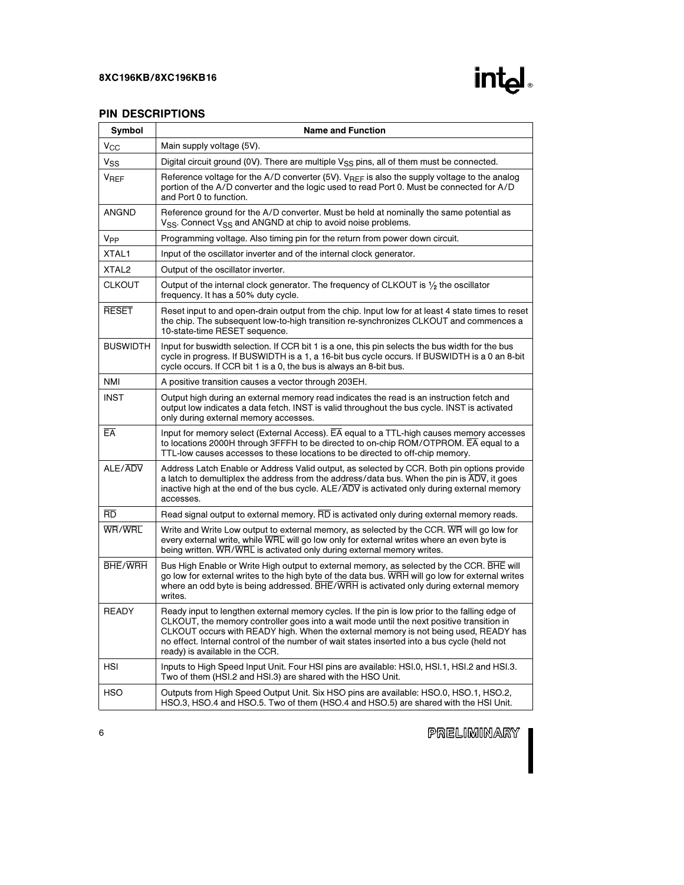## PIN DESCRIPTIONS

| Symbol | Name and Function |
|---|---|
| $V_{CC}$ | Main supply voltage (5V). |
| $V_{SS}$ | Digital circuit ground (0V). There are multiple $V_{SS}$ pins, all of them must be connected. |
| $V_{REF}$ | Reference voltage for the A/D converter (5V). $V_{REF}$ is also the supply voltage to the analog portion of the A/D converter and the logic used to read Port 0. Must be connected for A/D and Port 0 to function. |
| ANGND | Reference ground for the A/D converter. Must be held at nominally the same potential as $V_{SS}$. Connect $V_{SS}$ and ANGND at chip to avoid noise problems. |
| $V_{PP}$ | Programming voltage. Also timing pin for the return from power down circuit. |
| XTAL1 | Input of the oscillator inverter and of the internal clock generator. |
| XTAL2 | Output of the oscillator inverter. |
| CLKOUT | Output of the internal clock generator. The frequency of CLKOUT is ½ the oscillator frequency. It has a 50% duty cycle. |
| $\overline{\text{RESET}}$ | Reset input to and open-drain output from the chip. Input low for at least 4 state times to reset the chip. The subsequent low-to-high transition re-synchronizes CLKOUT and commences a 10-state-time RESET sequence. |
| BUSWIDTH | Input for buswidth selection. If CCR bit 1 is a one, this pin selects the bus width for the bus cycle in progress. If BUSWIDTH is a 1, a 16-bit bus cycle occurs. If BUSWIDTH is a 0 an 8-bit cycle occurs. If CCR bit 1 is a 0, the bus is always an 8-bit bus. |
| NMI | A positive transition causes a vector through 203EH. |
| INST | Output high during an external memory read indicates the read is an instruction fetch and output low indicates a data fetch. INST is valid throughout the bus cycle. INST is activated only during external memory accesses. |
| $\overline{\text{EA}}$ | Input for memory select (External Access). $\overline{\text{EA}}$ equal to a TTL-high causes memory accesses to locations 2000H through 3FFFH to be directed to on-chip ROM/OTPROM. $\overline{\text{EA}}$ equal to a TTL-low causes accesses to these locations to be directed to off-chip memory. |
| ALE/$\overline{\text{ADV}}$ | Address Latch Enable or Address Valid output, as selected by CCR. Both pin options provide a latch to demultiplex the address from the address/data bus. When the pin is $\overline{\text{ADV}}$, it goes inactive high at the end of the bus cycle. ALE/$\overline{\text{ADV}}$ is activated only during external memory accesses. |
| $\overline{\text{RD}}$ | Read signal output to external memory. $\overline{\text{RD}}$ is activated only during external memory reads. |
| $\overline{\text{WR}}$/$\overline{\text{WRL}}$ | Write and Write Low output to external memory, as selected by the CCR. $\overline{\text{WR}}$ will go low for every external write, while $\overline{\text{WRL}}$ will go low only for external writes where an even byte is being written. $\overline{\text{WR}}$/$\overline{\text{WRL}}$ is activated only during external memory writes. |
| $\overline{\text{BHE}}$/$\overline{\text{WRH}}$ | Bus High Enable or Write High output to external memory, as selected by the CCR. $\overline{\text{BHE}}$ will go low for external writes to the high byte of the data bus. $\overline{\text{WRH}}$ will go low for external writes where an odd byte is being addressed. $\overline{\text{BHE}}$/$\overline{\text{WRH}}$ is activated only during external memory writes. |
| READY | Ready input to lengthen external memory cycles. If the pin is low prior to the falling edge of CLKOUT, the memory controller goes into a wait mode until the next positive transition in CLKOUT occurs with READY high. When the external memory is not being used, READY has no effect. Internal control of the number of wait states inserted into a bus cycle (held not ready) is available in the CCR. |
| HSI | Inputs to High Speed Input Unit. Four HSI pins are available: HSI.0, HSI.1, HSI.2 and HSI.3. Two of them (HSI.2 and HSI.3) are shared with the HSO Unit. |
| HSO | Outputs from High Speed Output Unit. Six HSO pins are available: HSO.0, HSO.1, HSO.2, HSO.3, HSO.4 and HSO.5. Two of them (HSO.4 and HSO.5) are shared with the HSI Unit. |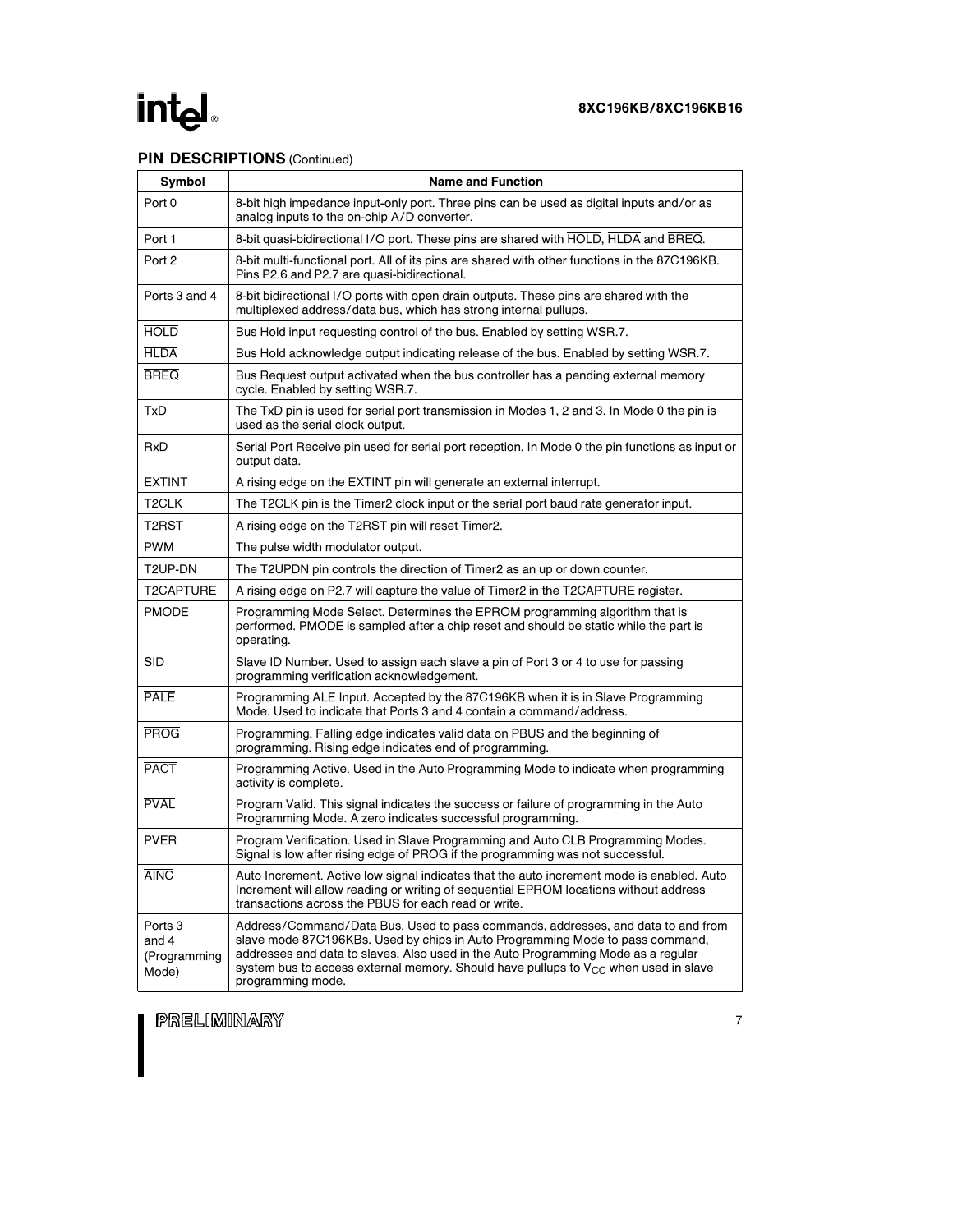## PIN DESCRIPTIONS (Continued)

| Symbol | Name and Function |
|---|---|
| Port 0 | 8-bit high impedance input-only port. Three pins can be used as digital inputs and/or as analog inputs to the on-chip A/D converter. |
| Port 1 | 8-bit quasi-bidirectional I/O port. These pins are shared with $\overline{\text{HOLD}}$, $\overline{\text{HLDA}}$ and $\overline{\text{BREQ}}$. |
| Port 2 | 8-bit multi-functional port. All of its pins are shared with other functions in the 87C196KB. Pins P2.6 and P2.7 are quasi-bidirectional. |
| Ports 3 and 4 | 8-bit bidirectional I/O ports with open drain outputs. These pins are shared with the multiplexed address/data bus, which has strong internal pullups. |
| $\overline{\text{HOLD}}$ | Bus Hold input requesting control of the bus. Enabled by setting WSR.7. |
| $\overline{\text{HLDA}}$ | Bus Hold acknowledge output indicating release of the bus. Enabled by setting WSR.7. |
| $\overline{\text{BREQ}}$ | Bus Request output activated when the bus controller has a pending external memory cycle. Enabled by setting WSR.7. |
| TxD | The TxD pin is used for serial port transmission in Modes 1, 2 and 3. In Mode 0 the pin is used as the serial clock output. |
| RxD | Serial Port Receive pin used for serial port reception. In Mode 0 the pin functions as input or output data. |
| EXTINT | A rising edge on the EXTINT pin will generate an external interrupt. |
| T2CLK | The T2CLK pin is the Timer2 clock input or the serial port baud rate generator input. |
| T2RST | A rising edge on the T2RST pin will reset Timer2. |
| PWM | The pulse width modulator output. |
| T2UP-DN | The T2UPDN pin controls the direction of Timer2 as an up or down counter. |
| T2CAPTURE | A rising edge on P2.7 will capture the value of Timer2 in the T2CAPTURE register. |
| PMODE | Programming Mode Select. Determines the EPROM programming algorithm that is performed. PMODE is sampled after a chip reset and should be static while the part is operating. |
| SID | Slave ID Number. Used to assign each slave a pin of Port 3 or 4 to use for passing programming verification acknowledgement. |
| $\overline{\text{PALE}}$ | Programming ALE Input. Accepted by the 87C196KB when it is in Slave Programming Mode. Used to indicate that Ports 3 and 4 contain a command/address. |
| $\overline{\text{PROG}}$ | Programming. Falling edge indicates valid data on PBUS and the beginning of programming. Rising edge indicates end of programming. |
| $\overline{\text{PACT}}$ | Programming Active. Used in the Auto Programming Mode to indicate when programming activity is complete. |
| $\overline{\text{PVAL}}$ | Program Valid. This signal indicates the success or failure of programming in the Auto Programming Mode. A zero indicates successful programming. |
| PVER | Program Verification. Used in Slave Programming and Auto CLB Programming Modes. Signal is low after rising edge of PROG if the programming was not successful. |
| $\overline{\text{AINC}}$ | Auto Increment. Active low signal indicates that the auto increment mode is enabled. Auto Increment will allow reading or writing of sequential EPROM locations without address transactions across the PBUS for each read or write. |
| Ports 3 and 4 (Programming Mode) | Address/Command/Data Bus. Used to pass commands, addresses, and data to and from slave mode 87C196KBs. Used by chips in Auto Programming Mode to pass command, addresses and data to slaves. Also used in the Auto Programming Mode as a regular system bus to access external memory. Should have pullups to $V_{CC}$ when used in slave programming mode. |

PRELIMINARY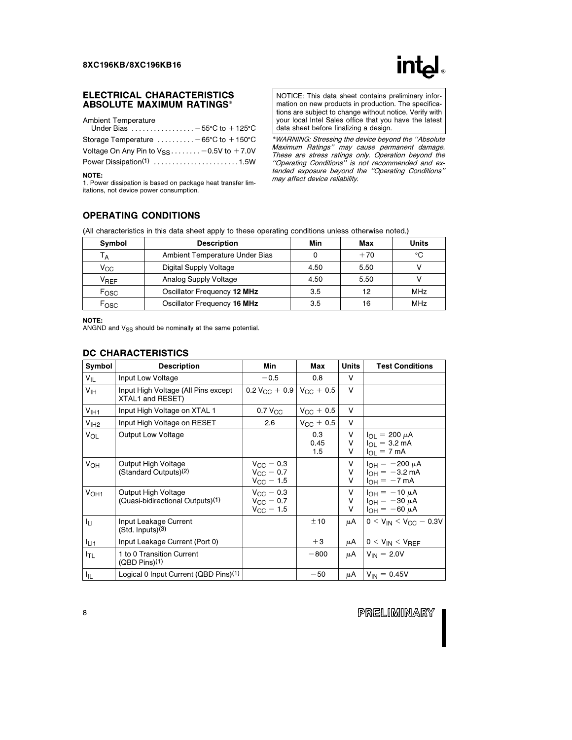## ELECTRICAL CHARACTERISTICS

### ABSOLUTE MAXIMUM RATINGS*

Ambient Temperature
Under Bias . . . . . . . . . . . . . . . . . −55°C to +125°C

Storage Temperature . . . . . . . . . . −65°C to +150°C

Voltage On Any Pin to $V_{SS}$ . . . . . . . . −0.5V to +7.0V

Power Dissipation(1) . . . . . . . . . . . . . . . . . . . . . . 1.5W

**NOTE:**
1. Power dissipation is based on package heat transfer limitations, not device power consumption.

NOTICE: This data sheet contains preliminary information on new products in production. The specifications are subject to change without notice. Verify with your local Intel Sales office that you have the latest data sheet before finalizing a design.

**WARNING:* *Stressing the device beyond the "Absolute Maximum Ratings" may cause permanent damage. These are stress ratings only. Operation beyond the "Operating Conditions" is not recommended and extended exposure beyond the "Operating Conditions" may affect device reliability.*

## OPERATING CONDITIONS

(All characteristics in this data sheet apply to these operating conditions unless otherwise noted.)

| Symbol | Description | Min | Max | Units |
|---|---|---|---|---|
| $T_A$ | Ambient Temperature Under Bias | 0 | +70 | °C |
| $V_{CC}$ | Digital Supply Voltage | 4.50 | 5.50 | V |
| $V_{REF}$ | Analog Supply Voltage | 4.50 | 5.50 | V |
| $F_{OSC}$ | Oscillator Frequency **12 MHz** | 3.5 | 12 | MHz |
| $F_{OSC}$ | Oscillator Frequency **16 MHz** | 3.5 | 16 | MHz |

**NOTE:**
ANGND and $V_{SS}$ should be nominally at the same potential.

## DC CHARACTERISTICS

| Symbol | Description | Min | Max | Units | Test Conditions |
|---|---|---|---|---|---|
| $V_{IL}$ | Input Low Voltage | −0.5 | 0.8 | V | |
| $V_{IH}$ | Input High Voltage (All Pins except XTAL1 and RESET) | $0.2 V_{CC} + 0.9$ | $V_{CC} + 0.5$ | V | |
| $V_{IH1}$ | Input High Voltage on XTAL 1 | $0.7 V_{CC}$ | $V_{CC} + 0.5$ | V | |
| $V_{IH2}$ | Input High Voltage on RESET | 2.6 | $V_{CC} + 0.5$ | V | |
| $V_{OL}$ | Output Low Voltage | | 0.3<br>0.45<br>1.5 | V<br>V<br>V | $I_{OL} = 200\ \mu A$<br>$I_{OL} = 3.2\ mA$<br>$I_{OL} = 7\ mA$ |
| $V_{OH}$ | Output High Voltage (Standard Outputs)(2) | $V_{CC} - 0.3$<br>$V_{CC} - 0.7$<br>$V_{CC} - 1.5$ | | V<br>V<br>V | $I_{OH} = -200\ \mu A$<br>$I_{OH} = -3.2\ mA$<br>$I_{OH} = -7\ mA$ |
| $V_{OH1}$ | Output High Voltage (Quasi-bidirectional Outputs)(1) | $V_{CC} - 0.3$<br>$V_{CC} - 0.7$<br>$V_{CC} - 1.5$ | | V<br>V<br>V | $I_{OH} = -10\ \mu A$<br>$I_{OH} = -30\ \mu A$<br>$I_{OH} = -60\ \mu A$ |
| $I_{LI}$ | Input Leakage Current (Std. Inputs)(3) | | ±10 | μA | $0 < V_{IN} < V_{CC} - 0.3V$ |
| $I_{LI1}$ | Input Leakage Current (Port 0) | | +3 | μA | $0 < V_{IN} < V_{REF}$ |
| $I_{TL}$ | 1 to 0 Transition Current (QBD Pins)(1) | | −800 | μA | $V_{IN} = 2.0V$ |
| $I_{IL}$ | Logical 0 Input Current (QBD Pins)(1) | | −50 | μA | $V_{IN} = 0.45V$ |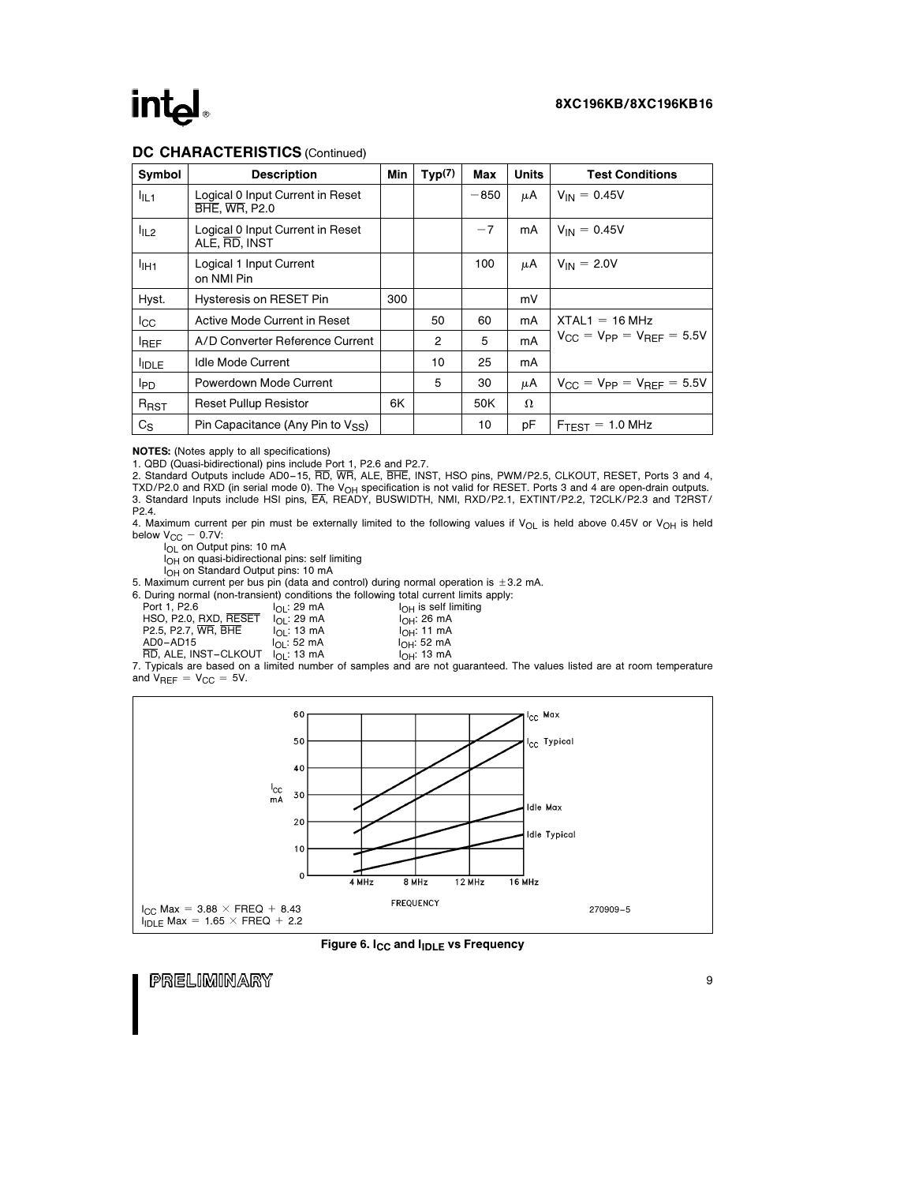## DC CHARACTERISTICS (Continued)

| Symbol | Description | Min | Typ(7) | Max | Units | Test Conditions |
|---|---|---|---|---|---|---|
| $I_{IL1}$ | Logical 0 Input Current in Reset $\overline{BHE}$, $\overline{WR}$, P2.0 | | | −850 | μA | $V_{IN} = 0.45V$ |
| $I_{IL2}$ | Logical 0 Input Current in Reset ALE, $\overline{RD}$, INST | | | −7 | mA | $V_{IN} = 0.45V$ |
| $I_{IH1}$ | Logical 1 Input Current on NMI Pin | | | 100 | μA | $V_{IN} = 2.0V$ |
| Hyst. | Hysteresis on RESET Pin | 300 | | | mV | |
| $I_{CC}$ | Active Mode Current in Reset | | 50 | 60 | mA | XTAL1 = 16 MHz $V_{CC} = V_{PP} = V_{REF} = 5.5V$ |
| $I_{REF}$ | A/D Converter Reference Current | | 2 | 5 | mA | |
| $I_{IDLE}$ | Idle Mode Current | | 10 | 25 | mA | |
| $I_{PD}$ | Powerdown Mode Current | | 5 | 30 | μA | $V_{CC} = V_{PP} = V_{REF} = 5.5V$ |
| $R_{RST}$ | Reset Pullup Resistor | 6K | | 50K | Ω | |
| $C_S$ | Pin Capacitance (Any Pin to $V_{SS}$) | | | 10 | pF | $F_{TEST} = 1.0$ MHz |

**NOTES:** (Notes apply to all specifications)

1. QBD (Quasi-bidirectional) pins include Port 1, P2.6 and P2.7.
2. Standard Outputs include AD0–15, $\overline{RD}$, $\overline{WR}$, ALE, $\overline{BHE}$, INST, HSO pins, PWM/P2.5, CLKOUT, RESET, Ports 3 and 4, TXD/P2.0 and RXD (in serial mode 0). The $V_{OH}$ specification is not valid for RESET. Ports 3 and 4 are open-drain outputs.
3. Standard Inputs include HSI pins, $\overline{EA}$, READY, BUSWIDTH, NMI, RXD/P2.1, EXTINT/P2.2, T2CLK/P2.3 and T2RST/P2.4.
4. Maximum current per pin must be externally limited to the following values if $V_{OL}$ is held above 0.45V or $V_{OH}$ is held below $V_{CC} - 0.7V$:
   - $I_{OL}$ on Output pins: 10 mA
   - $I_{OH}$ on quasi-bidirectional pins: self limiting
   - $I_{OH}$ on Standard Output pins: 10 mA
5. Maximum current per bus pin (data and control) during normal operation is ±3.2 mA.
6. During normal (non-transient) conditions the following total current limits apply:

| | | |
|---|---|---|
| Port 1, P2.6 | $I_{OL}$: 29 mA | $I_{OH}$ is self limiting |
| HSO, P2.0, RXD, $\overline{RESET}$ | $I_{OL}$: 29 mA | $I_{OH}$: 26 mA |
| P2.5, P2.7, $\overline{WR}$, $\overline{BHE}$ | $I_{OL}$: 13 mA | $I_{OH}$: 11 mA |
| AD0–AD15 | $I_{OL}$: 52 mA | $I_{OH}$: 52 mA |
| $\overline{RD}$, ALE, INST–CLKOUT | $I_{OL}$: 13 mA | $I_{OH}$: 13 mA |

7. Typicals are based on a limited number of samples and are not guaranteed. The values listed are at room temperature and $V_{REF} = V_{CC} = 5V$.

$I_{CC}$ Max = 3.88 × FREQ + 8.43
$I_{IDLE}$ Max = 1.65 × FREQ + 2.2

270909–5

**Figure 6. $I_{CC}$ and $I_{IDLE}$ vs Frequency**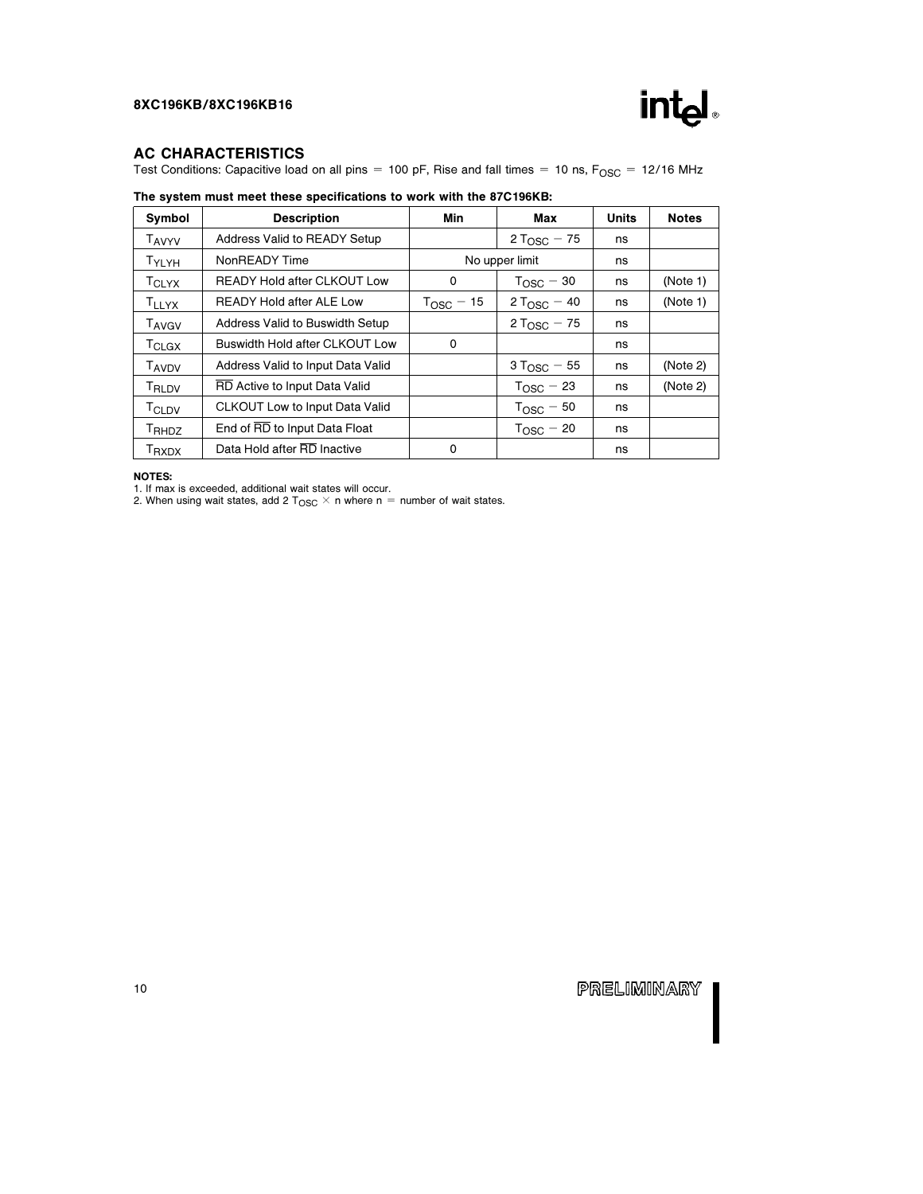## AC CHARACTERISTICS

Test Conditions: Capacitive load on all pins = 100 pF, Rise and fall times = 10 ns, $F_{OSC}$ = 12/16 MHz

**The system must meet these specifications to work with the 87C196KB:**

| Symbol | Description | Min | Max | Units | Notes |
|---|---|---|---|---|---|
| $T_{AVYV}$ | Address Valid to READY Setup | | $2 T_{OSC} - 75$ | ns | |
| $T_{YLYH}$ | NonREADY Time | No upper limit | | ns | |
| $T_{CLYX}$ | READY Hold after CLKOUT Low | 0 | $T_{OSC} - 30$ | ns | (Note 1) |
| $T_{LLYX}$ | READY Hold after ALE Low | $T_{OSC} - 15$ | $2 T_{OSC} - 40$ | ns | (Note 1) |
| $T_{AVGV}$ | Address Valid to Buswidth Setup | | $2 T_{OSC} - 75$ | ns | |
| $T_{CLGX}$ | Buswidth Hold after CLKOUT Low | 0 | | ns | |
| $T_{AVDV}$ | Address Valid to Input Data Valid | | $3 T_{OSC} - 55$ | ns | (Note 2) |
| $T_{RLDV}$ | $\overline{RD}$ Active to Input Data Valid | | $T_{OSC} - 23$ | ns | (Note 2) |
| $T_{CLDV}$ | CLKOUT Low to Input Data Valid | | $T_{OSC} - 50$ | ns | |
| $T_{RHDZ}$ | End of $\overline{RD}$ to Input Data Float | | $T_{OSC} - 20$ | ns | |
| $T_{RXDX}$ | Data Hold after $\overline{RD}$ Inactive | 0 | | ns | |

**NOTES:**
1. If max is exceeded, additional wait states will occur.
2. When using wait states, add $2 T_{OSC} \times n$ where n = number of wait states.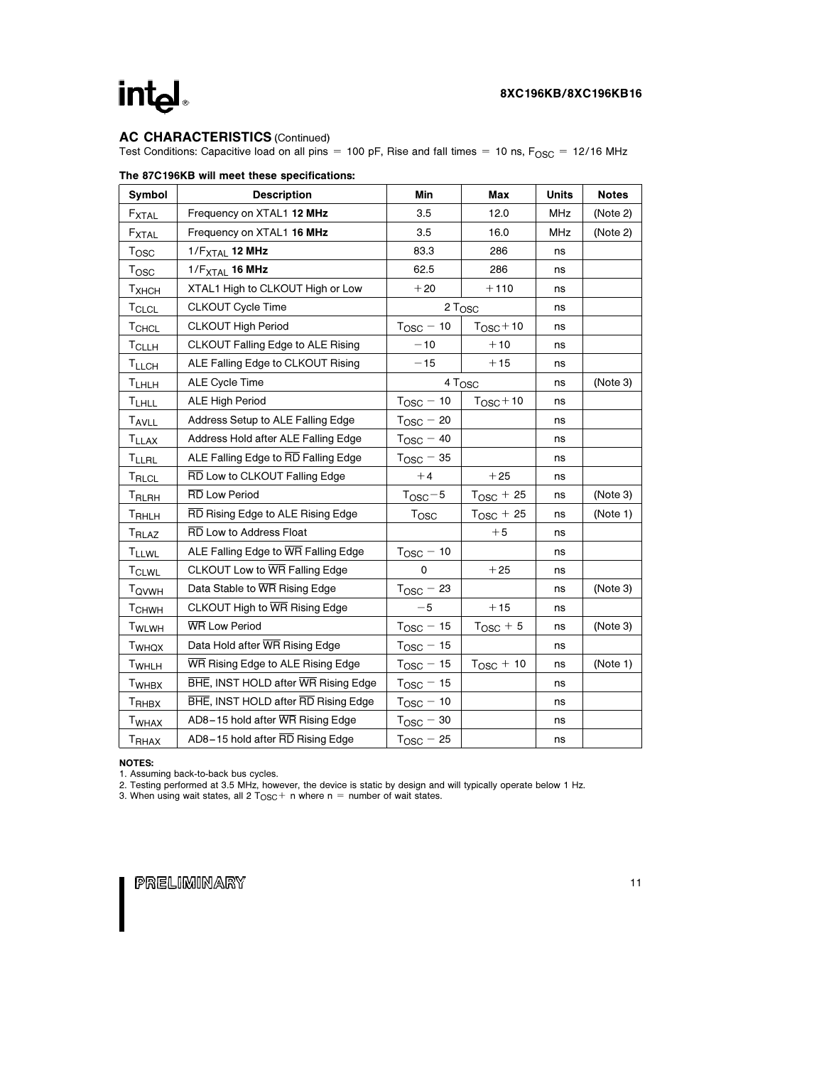## AC CHARACTERISTICS (Continued)

Test Conditions: Capacitive load on all pins = 100 pF, Rise and fall times = 10 ns, $F_{OSC}$ = 12/16 MHz

**The 87C196KB will meet these specifications:**

| Symbol | Description | Min | Max | Units | Notes |
|---|---|---|---|---|---|
| $F_{XTAL}$ | Frequency on XTAL1 **12 MHz** | 3.5 | 12.0 | MHz | (Note 2) |
| $F_{XTAL}$ | Frequency on XTAL1 **16 MHz** | 3.5 | 16.0 | MHz | (Note 2) |
| $T_{OSC}$ | $1/F_{XTAL}$ **12 MHz** | 83.3 | 286 | ns | |
| $T_{OSC}$ | $1/F_{XTAL}$ **16 MHz** | 62.5 | 286 | ns | |
| $T_{XHCH}$ | XTAL1 High to CLKOUT High or Low | +20 | +110 | ns | |
| $T_{CLCL}$ | CLKOUT Cycle Time | $2\ T_{OSC}$ | | ns | |
| $T_{CHCL}$ | CLKOUT High Period | $T_{OSC} - 10$ | $T_{OSC} + 10$ | ns | |
| $T_{CLLH}$ | CLKOUT Falling Edge to ALE Rising | −10 | +10 | ns | |
| $T_{LLCH}$ | ALE Falling Edge to CLKOUT Rising | −15 | +15 | ns | |
| $T_{LHLH}$ | ALE Cycle Time | $4\ T_{OSC}$ | | ns | (Note 3) |
| $T_{LHLL}$ | ALE High Period | $T_{OSC} - 10$ | $T_{OSC} + 10$ | ns | |
| $T_{AVLL}$ | Address Setup to ALE Falling Edge | $T_{OSC} - 20$ | | ns | |
| $T_{LLAX}$ | Address Hold after ALE Falling Edge | $T_{OSC} - 40$ | | ns | |
| $T_{LLRL}$ | ALE Falling Edge to $\overline{RD}$ Falling Edge | $T_{OSC} - 35$ | | ns | |
| $T_{RLCL}$ | $\overline{RD}$ Low to CLKOUT Falling Edge | +4 | +25 | ns | |
| $T_{RLRH}$ | $\overline{RD}$ Low Period | $T_{OSC} - 5$ | $T_{OSC} + 25$ | ns | (Note 3) |
| $T_{RHLH}$ | $\overline{RD}$ Rising Edge to ALE Rising Edge | $T_{OSC}$ | $T_{OSC} + 25$ | ns | (Note 1) |
| $T_{RLAZ}$ | $\overline{RD}$ Low to Address Float | | +5 | ns | |
| $T_{LLWL}$ | ALE Falling Edge to $\overline{WR}$ Falling Edge | $T_{OSC} - 10$ | | ns | |
| $T_{CLWL}$ | CLKOUT Low to $\overline{WR}$ Falling Edge | 0 | +25 | ns | |
| $T_{QVWH}$ | Data Stable to $\overline{WR}$ Rising Edge | $T_{OSC} - 23$ | | ns | (Note 3) |
| $T_{CHWH}$ | CLKOUT High to $\overline{WR}$ Rising Edge | −5 | +15 | ns | |
| $T_{WLWH}$ | $\overline{WR}$ Low Period | $T_{OSC} - 15$ | $T_{OSC} + 5$ | ns | (Note 3) |
| $T_{WHQX}$ | Data Hold after $\overline{WR}$ Rising Edge | $T_{OSC} - 15$ | | ns | |
| $T_{WHLH}$ | $\overline{WR}$ Rising Edge to ALE Rising Edge | $T_{OSC} - 15$ | $T_{OSC} + 10$ | ns | (Note 1) |
| $T_{WHBX}$ | $\overline{BHE}$, INST HOLD after $\overline{WR}$ Rising Edge | $T_{OSC} - 15$ | | ns | |
| $T_{RHBX}$ | $\overline{BHE}$, INST HOLD after $\overline{RD}$ Rising Edge | $T_{OSC} - 10$ | | ns | |
| $T_{WHAX}$ | AD8–15 hold after $\overline{WR}$ Rising Edge | $T_{OSC} - 30$ | | ns | |
| $T_{RHAX}$ | AD8–15 hold after $\overline{RD}$ Rising Edge | $T_{OSC} - 25$ | | ns | |

**NOTES:**
1. Assuming back-to-back bus cycles.
2. Testing performed at 3.5 MHz, however, the device is static by design and will typically operate below 1 Hz.
3. When using wait states, all $2\ T_{OSC} + n$ where n = number of wait states.

PRELIMINARY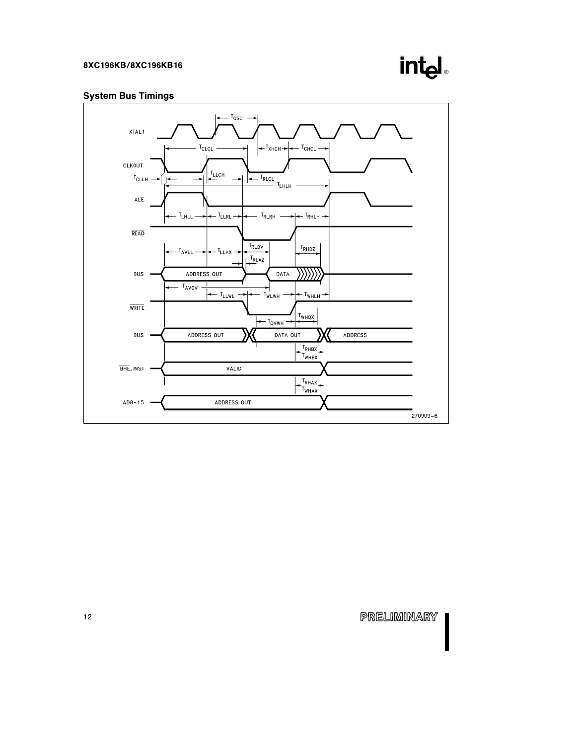## System Bus Timings

270909–6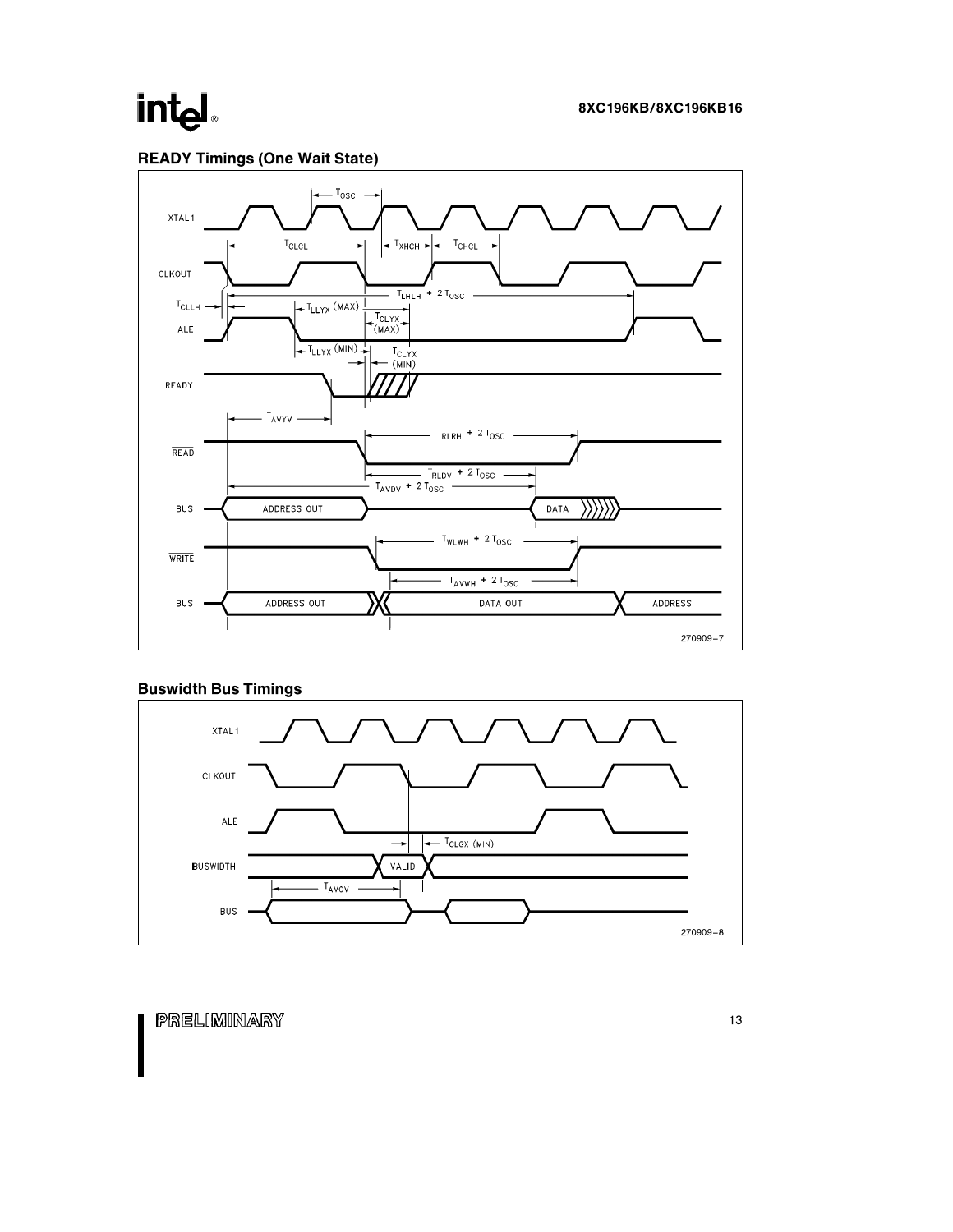## READY Timings (One Wait State)

XTAL1

$T_{OSC}$

$T_{CLCL}$ $T_{XHCH}$ $T_{CHCL}$

CLKOUT

$T_{LHLH} + 2\ T_{OSC}$

$T_{CLLH}$ $T_{LLYX}$ (MAX)

$T_{CLYX}$ (MAX)

ALE

$T_{LLYX}$ (MIN) $T_{CLYX}$ (MIN)

READY

$T_{AVYV}$

$T_{RLRH} + 2\ T_{OSC}$

$\overline{READ}$

$T_{RLDV} + 2\ T_{OSC}$

$T_{AVDV} + 2\ T_{OSC}$

BUS ADDRESS OUT DATA

$T_{WLWH} + 2\ T_{OSC}$

$\overline{WRITE}$

$T_{AVWH} + 2\ T_{OSC}$

BUS ADDRESS OUT DATA OUT ADDRESS

270909–7

## Buswidth Bus Timings

XTAL1

CLKOUT

ALE

$T_{CLGX}$ (MIN)

BUSWIDTH VALID

$T_{AVGV}$

BUS

270909–8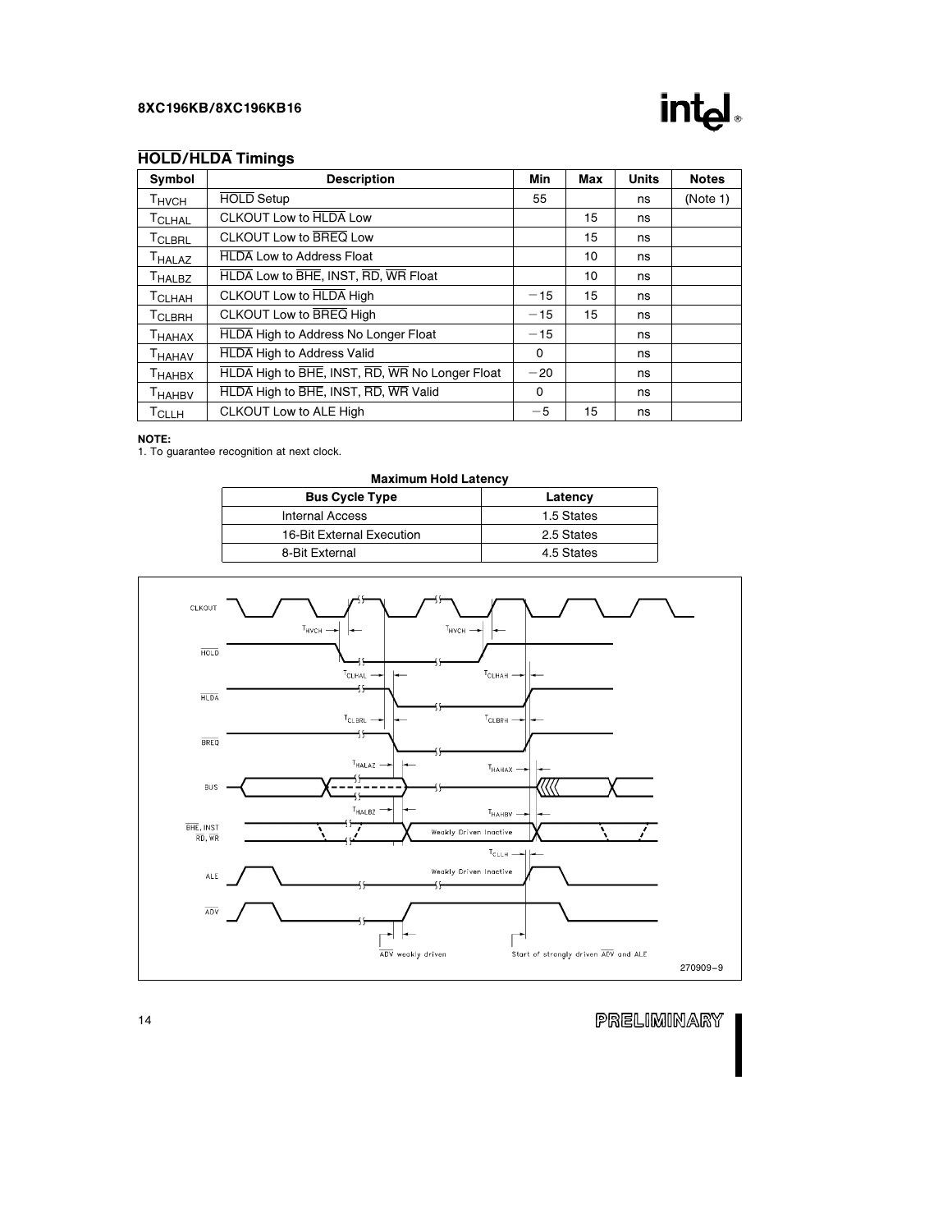## $\overline{HOLD}$/$\overline{HLDA}$ Timings

| Symbol | Description | Min | Max | Units | Notes |
|---|---|---|---|---|---|
| $T_{HVCH}$ | $\overline{HOLD}$ Setup | 55 | | ns | (Note 1) |
| $T_{CLHAL}$ | CLKOUT Low to $\overline{HLDA}$ Low | | 15 | ns | |
| $T_{CLBRL}$ | CLKOUT Low to $\overline{BREQ}$ Low | | 15 | ns | |
| $T_{HALAZ}$ | $\overline{HLDA}$ Low to Address Float | | 10 | ns | |
| $T_{HALBZ}$ | $\overline{HLDA}$ Low to $\overline{BHE}$, INST, $\overline{RD}$, $\overline{WR}$ Float | | 10 | ns | |
| $T_{CLHAH}$ | CLKOUT Low to $\overline{HLDA}$ High | −15 | 15 | ns | |
| $T_{CLBRH}$ | CLKOUT Low to $\overline{BREQ}$ High | −15 | 15 | ns | |
| $T_{HAHAX}$ | $\overline{HLDA}$ High to Address No Longer Float | −15 | | ns | |
| $T_{HAHAV}$ | $\overline{HLDA}$ High to Address Valid | 0 | | ns | |
| $T_{HAHBX}$ | $\overline{HLDA}$ High to $\overline{BHE}$, INST, $\overline{RD}$, $\overline{WR}$ No Longer Float | −20 | | ns | |
| $T_{HAHBV}$ | $\overline{HLDA}$ High to $\overline{BHE}$, INST, $\overline{RD}$, $\overline{WR}$ Valid | 0 | | ns | |
| $T_{CLLH}$ | CLKOUT Low to ALE High | −5 | 15 | ns | |

**NOTE:**
1. To guarantee recognition at next clock.

**Maximum Hold Latency**

| Bus Cycle Type | Latency |
|---|---|
| Internal Access | 1.5 States |
| 16-Bit External Execution | 2.5 States |
| 8-Bit External | 4.5 States |

270909–9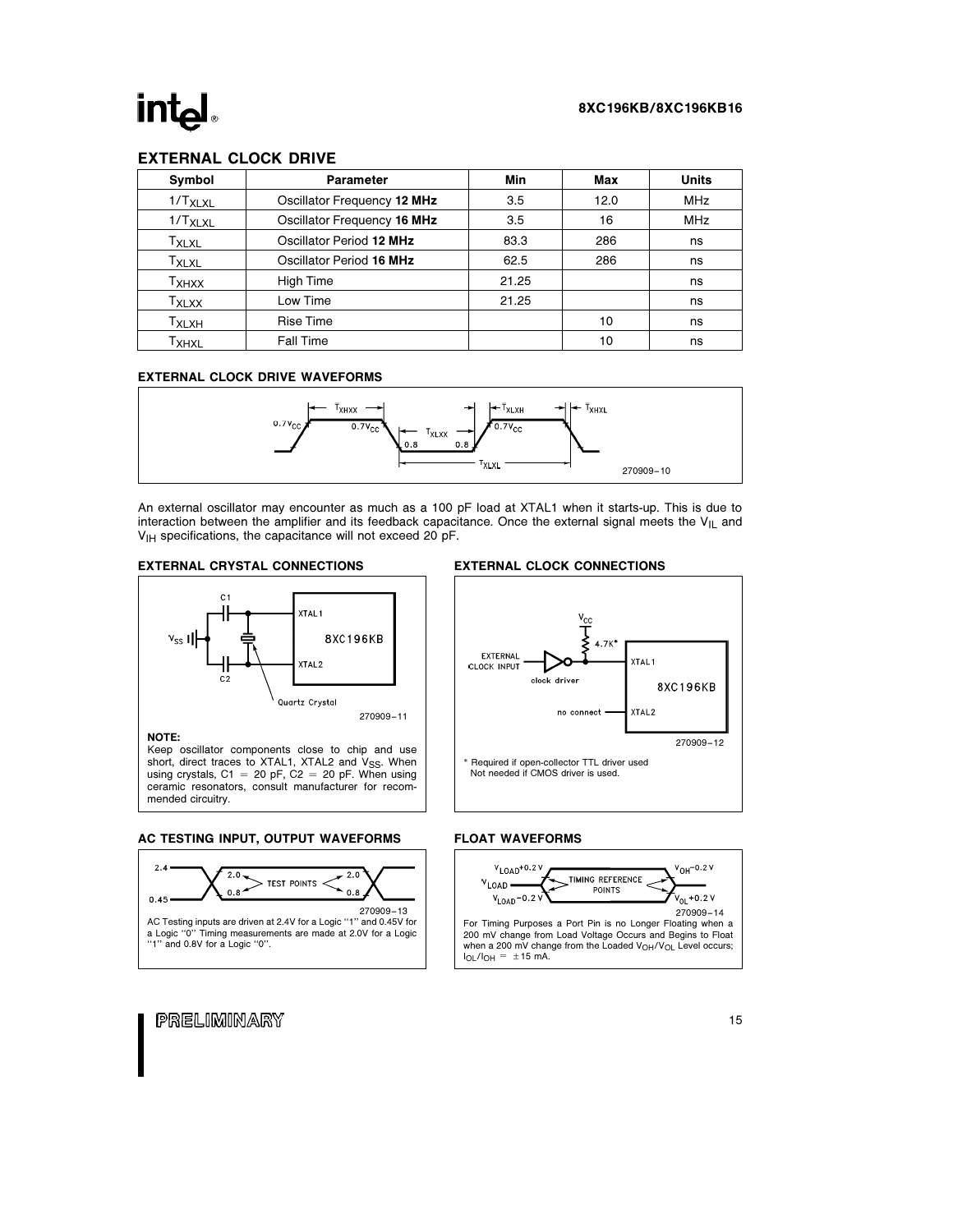## EXTERNAL CLOCK DRIVE

| Symbol | Parameter | Min | Max | Units |
|---|---|---|---|---|
| $1/T_{XLXL}$ | Oscillator Frequency **12 MHz** | 3.5 | 12.0 | MHz |
| $1/T_{XLXL}$ | Oscillator Frequency **16 MHz** | 3.5 | 16 | MHz |
| $T_{XLXL}$ | Oscillator Period **12 MHz** | 83.3 | 286 | ns |
| $T_{XLXL}$ | Oscillator Period **16 MHz** | 62.5 | 286 | ns |
| $T_{XHXX}$ | High Time | 21.25 | | ns |
| $T_{XLXX}$ | Low Time | 21.25 | | ns |
| $T_{XLXH}$ | Rise Time | | 10 | ns |
| $T_{XHXL}$ | Fall Time | | 10 | ns |

### EXTERNAL CLOCK DRIVE WAVEFORMS

270909–10

An external oscillator may encounter as much as a 100 pF load at XTAL1 when it starts-up. This is due to interaction between the amplifier and its feedback capacitance. Once the external signal meets the $V_{IL}$ and $V_{IH}$ specifications, the capacitance will not exceed 20 pF.

### EXTERNAL CRYSTAL CONNECTIONS

270909–11

**NOTE:**
Keep oscillator components close to chip and use short, direct traces to XTAL1, XTAL2 and $V_{SS}$. When using crystals, C1 = 20 pF, C2 = 20 pF. When using ceramic resonators, consult manufacturer for recommended circuitry.

### EXTERNAL CLOCK CONNECTIONS

270909–12

\* Required if open-collector TTL driver used
Not needed if CMOS driver is used.

### AC TESTING INPUT, OUTPUT WAVEFORMS

270909–13

AC Testing inputs are driven at 2.4V for a Logic "1" and 0.45V for a Logic "0" Timing measurements are made at 2.0V for a Logic "1" and 0.8V for a Logic "0".

### FLOAT WAVEFORMS

270909–14

For Timing Purposes a Port Pin is no Longer Floating when a 200 mV change from Load Voltage Occurs and Begins to Float when a 200 mV change from the Loaded $V_{OH}/V_{OL}$ Level occurs; $I_{OL}/I_{OH} = \pm 15$ mA.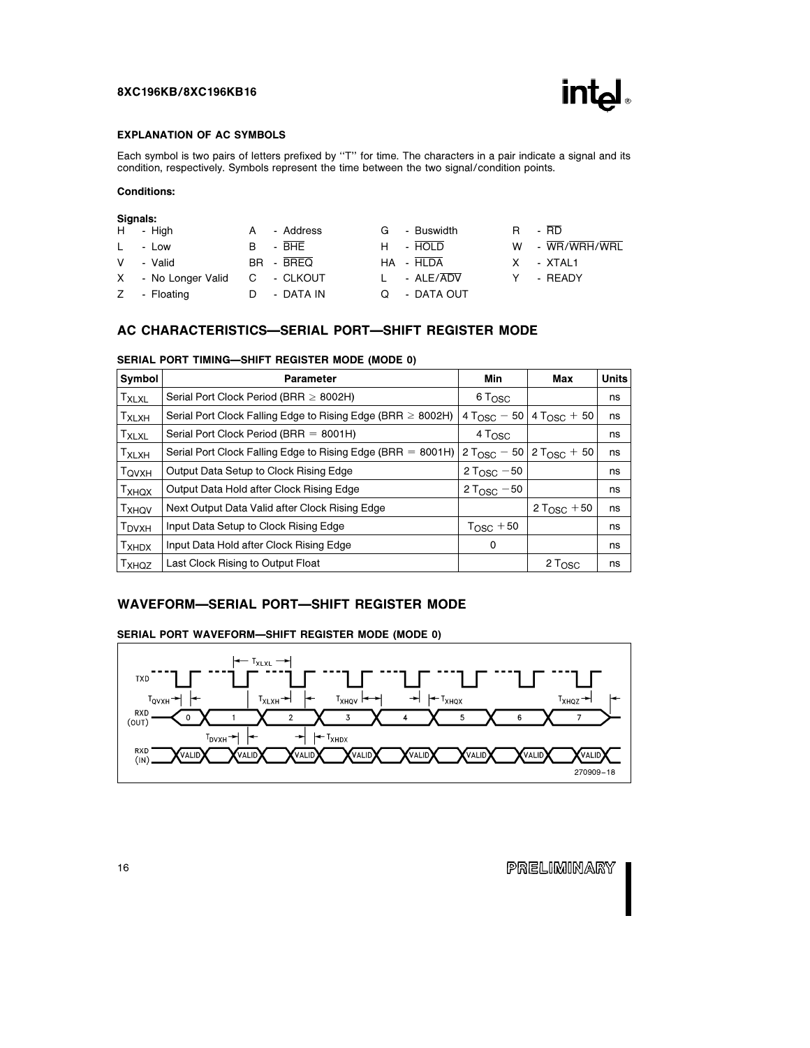## EXPLANATION OF AC SYMBOLS

Each symbol is two pairs of letters prefixed by "T" for time. The characters in a pair indicate a signal and its condition, respectively. Symbols represent the time between the two signal/condition points.

**Conditions:**

| Signals: | | | |
|---|---|---|---|
| H - High | A - Address | G - Buswidth | R - $\overline{RD}$ |
| L - Low | B - $\overline{BHE}$ | H - $\overline{HOLD}$ | W - $\overline{WR}/\overline{WRH}/\overline{WRL}$ |
| V - Valid | BR - $\overline{BREQ}$ | HA - $\overline{HLDA}$ | X - XTAL1 |
| X - No Longer Valid | C - CLKOUT | L - ALE/$\overline{ADV}$ | Y - READY |
| Z - Floating | D - DATA IN | Q - DATA OUT | |

## AC CHARACTERISTICS—SERIAL PORT—SHIFT REGISTER MODE

### SERIAL PORT TIMING—SHIFT REGISTER MODE (MODE 0)

| Symbol | Parameter | Min | Max | Units |
|---|---|---|---|---|
| $T_{XLXL}$ | Serial Port Clock Period (BRR ≥ 8002H) | $6\ T_{OSC}$ | | ns |
| $T_{XLXH}$ | Serial Port Clock Falling Edge to Rising Edge (BRR ≥ 8002H) | $4\ T_{OSC} - 50$ | $4\ T_{OSC} + 50$ | ns |
| $T_{XLXL}$ | Serial Port Clock Period (BRR = 8001H) | $4\ T_{OSC}$ | | ns |
| $T_{XLXH}$ | Serial Port Clock Falling Edge to Rising Edge (BRR = 8001H) | $2\ T_{OSC} - 50$ | $2\ T_{OSC} + 50$ | ns |
| $T_{QVXH}$ | Output Data Setup to Clock Rising Edge | $2\ T_{OSC} - 50$ | | ns |
| $T_{XHQX}$ | Output Data Hold after Clock Rising Edge | $2\ T_{OSC} - 50$ | | ns |
| $T_{XHQV}$ | Next Output Data Valid after Clock Rising Edge | | $2\ T_{OSC} + 50$ | ns |
| $T_{DVXH}$ | Input Data Setup to Clock Rising Edge | $T_{OSC} + 50$ | | ns |
| $T_{XHDX}$ | Input Data Hold after Clock Rising Edge | 0 | | ns |
| $T_{XHQZ}$ | Last Clock Rising to Output Float | | $2\ T_{OSC}$ | ns |

## WAVEFORM—SERIAL PORT—SHIFT REGISTER MODE

### SERIAL PORT WAVEFORM—SHIFT REGISTER MODE (MODE 0)

270909–18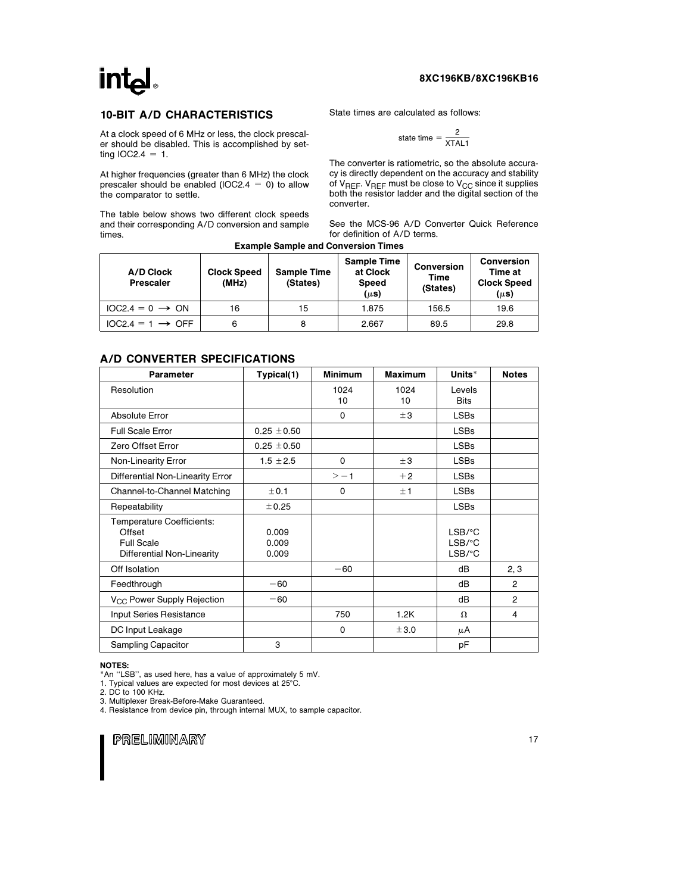## 10-BIT A/D CHARACTERISTICS

At a clock speed of 6 MHz or less, the clock prescaler should be disabled. This is accomplished by setting IOC2.4 = 1.

At higher frequencies (greater than 6 MHz) the clock prescaler should be enabled (IOC2.4 = 0) to allow the comparator to settle.

The table below shows two different clock speeds and their corresponding A/D conversion and sample times.

State times are calculated as follows:

$$\text{state time} = \frac{2}{\text{XTAL1}}$$

The converter is ratiometric, so the absolute accuracy is directly dependent on the accuracy and stability of $V_{REF}$. $V_{REF}$ must be close to $V_{CC}$ since it supplies both the resistor ladder and the digital section of the converter.

See the MCS-96 A/D Converter Quick Reference for definition of A/D terms.

**Example Sample and Conversion Times**

| A/D Clock Prescaler | Clock Speed (MHz) | Sample Time (States) | Sample Time at Clock Speed (μs) | Conversion Time (States) | Conversion Time at Clock Speed (μs) |
|---|---|---|---|---|---|
| IOC2.4 = 0 → ON | 16 | 15 | 1.875 | 156.5 | 19.6 |
| IOC2.4 = 1 → OFF | 6 | 8 | 2.667 | 89.5 | 29.8 |

## A/D CONVERTER SPECIFICATIONS

| Parameter | Typical(1) | Minimum | Maximum | Units* | Notes |
|---|---|---|---|---|---|
| Resolution | | 1024<br>10 | 1024<br>10 | Levels<br>Bits | |
| Absolute Error | | 0 | ±3 | LSBs | |
| Full Scale Error | 0.25 ±0.50 | | | LSBs | |
| Zero Offset Error | 0.25 ±0.50 | | | LSBs | |
| Non-Linearity Error | 1.5 ±2.5 | 0 | ±3 | LSBs | |
| Differential Non-Linearity Error | | > −1 | +2 | LSBs | |
| Channel-to-Channel Matching | ±0.1 | 0 | ±1 | LSBs | |
| Repeatability | ±0.25 | | | LSBs | |
| Temperature Coefficients:<br>Offset<br>Full Scale<br>Differential Non-Linearity | <br>0.009<br>0.009<br>0.009 | | | <br>LSB/°C<br>LSB/°C<br>LSB/°C | |
| Off Isolation | | −60 | | dB | 2, 3 |
| Feedthrough | −60 | | | dB | 2 |
| $V_{CC}$ Power Supply Rejection | −60 | | | dB | 2 |
| Input Series Resistance | | 750 | 1.2K | Ω | 4 |
| DC Input Leakage | | 0 | ±3.0 | μA | |
| Sampling Capacitor | 3 | | | pF | |

**NOTES:**

*An "LSB", as used here, has a value of approximately 5 mV.

1. Typical values are expected for most devices at 25°C.
2. DC to 100 KHz.
3. Multiplexer Break-Before-Make Guaranteed.
4. Resistance from device pin, through internal MUX, to sample capacitor.

PRELIMINARY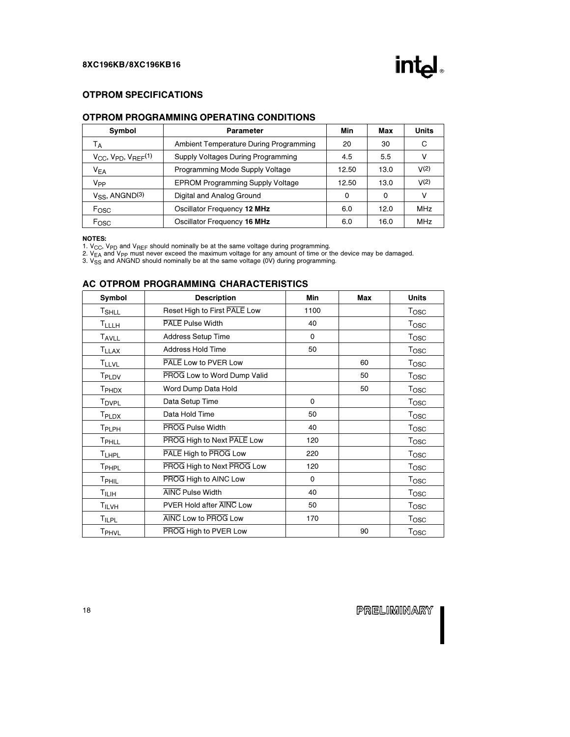## OTPROM SPECIFICATIONS

### OTPROM PROGRAMMING OPERATING CONDITIONS

| Symbol | Parameter | Min | Max | Units |
|---|---|---|---|---|
| $T_A$ | Ambient Temperature During Programming | 20 | 30 | C |
| $V_{CC}$, $V_{PD}$, $V_{REF}$(1) | Supply Voltages During Programming | 4.5 | 5.5 | V |
| $V_{EA}$ | Programming Mode Supply Voltage | 12.50 | 13.0 | V(2) |
| $V_{PP}$ | EPROM Programming Supply Voltage | 12.50 | 13.0 | V(2) |
| $V_{SS}$, ANGND(3) | Digital and Analog Ground | 0 | 0 | V |
| $F_{OSC}$ | Oscillator Frequency **12 MHz** | 6.0 | 12.0 | MHz |
| $F_{OSC}$ | Oscillator Frequency **16 MHz** | 6.0 | 16.0 | MHz |

**NOTES:**
1. $V_{CC}$, $V_{PD}$ and $V_{REF}$ should nominally be at the same voltage during programming.
2. $V_{EA}$ and $V_{PP}$ must never exceed the maximum voltage for any amount of time or the device may be damaged.
3. $V_{SS}$ and ANGND should nominally be at the same voltage (0V) during programming.

### AC OTPROM PROGRAMMING CHARACTERISTICS

| Symbol | Description | Min | Max | Units |
|---|---|---|---|---|
| $T_{SHLL}$ | Reset High to First $\overline{PALE}$ Low | 1100 | | $T_{OSC}$ |
| $T_{LLLH}$ | $\overline{PALE}$ Pulse Width | 40 | | $T_{OSC}$ |
| $T_{AVLL}$ | Address Setup Time | 0 | | $T_{OSC}$ |
| $T_{LLAX}$ | Address Hold Time | 50 | | $T_{OSC}$ |
| $T_{LLVL}$ | $\overline{PALE}$ Low to PVER Low | | 60 | $T_{OSC}$ |
| $T_{PLDV}$ | $\overline{PROG}$ Low to Word Dump Valid | | 50 | $T_{OSC}$ |
| $T_{PHDX}$ | Word Dump Data Hold | | 50 | $T_{OSC}$ |
| $T_{DVPL}$ | Data Setup Time | 0 | | $T_{OSC}$ |
| $T_{PLDX}$ | Data Hold Time | 50 | | $T_{OSC}$ |
| $T_{PLPH}$ | $\overline{PROG}$ Pulse Width | 40 | | $T_{OSC}$ |
| $T_{PHLL}$ | $\overline{PROG}$ High to Next $\overline{PALE}$ Low | 120 | | $T_{OSC}$ |
| $T_{LHPL}$ | $\overline{PALE}$ High to $\overline{PROG}$ Low | 220 | | $T_{OSC}$ |
| $T_{PHPL}$ | $\overline{PROG}$ High to Next $\overline{PROG}$ Low | 120 | | $T_{OSC}$ |
| $T_{PHIL}$ | $\overline{PROG}$ High to AINC Low | 0 | | $T_{OSC}$ |
| $T_{ILIH}$ | $\overline{AINC}$ Pulse Width | 40 | | $T_{OSC}$ |
| $T_{ILVH}$ | PVER Hold after $\overline{AINC}$ Low | 50 | | $T_{OSC}$ |
| $T_{ILPL}$ | $\overline{AINC}$ Low to $\overline{PROG}$ Low | 170 | | $T_{OSC}$ |
| $T_{PHVL}$ | $\overline{PROG}$ High to PVER Low | | 90 | $T_{OSC}$ |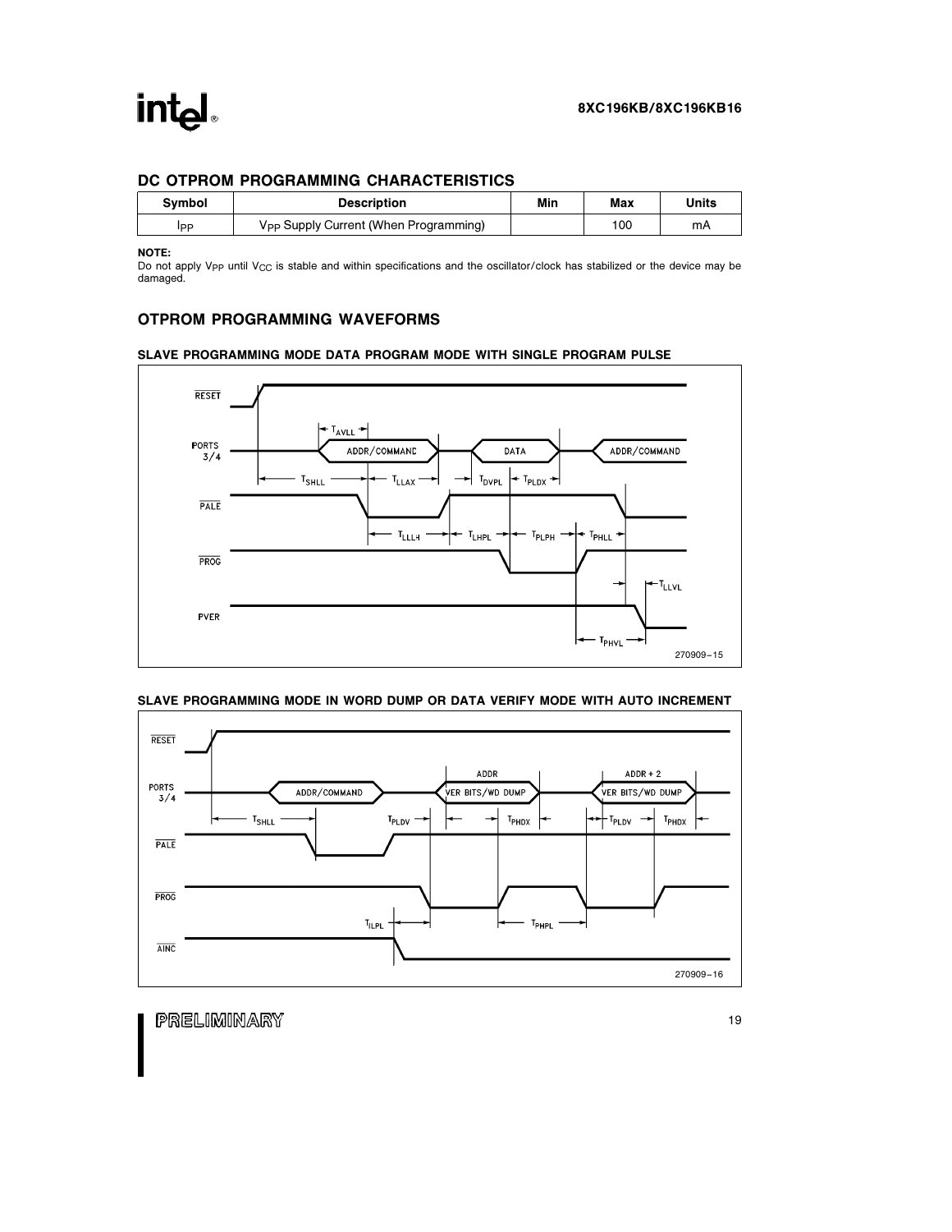## DC OTPROM PROGRAMMING CHARACTERISTICS

| Symbol | Description | Min | Max | Units |
|---|---|---|---|---|
| $I_{PP}$ | $V_{PP}$ Supply Current (When Programming) | | 100 | mA |

**NOTE:**
Do not apply $V_{PP}$ until $V_{CC}$ is stable and within specifications and the oscillator/clock has stabilized or the device may be damaged.

## OTPROM PROGRAMMING WAVEFORMS

### SLAVE PROGRAMMING MODE DATA PROGRAM MODE WITH SINGLE PROGRAM PULSE

270909–15

### SLAVE PROGRAMMING MODE IN WORD DUMP OR DATA VERIFY MODE WITH AUTO INCREMENT

270909–16

PRELIMINARY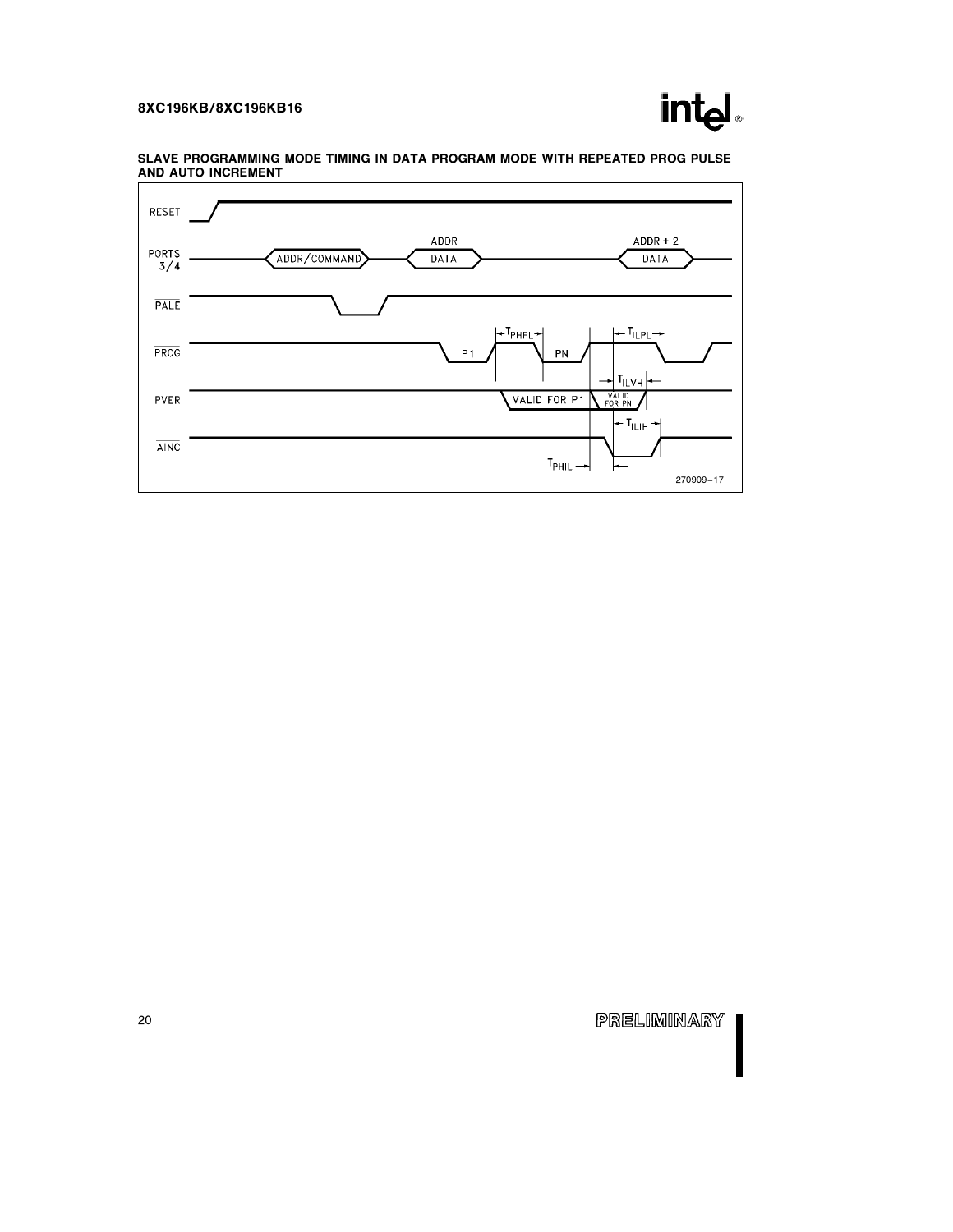**SLAVE PROGRAMMING MODE TIMING IN DATA PROGRAM MODE WITH REPEATED PROG PULSE AND AUTO INCREMENT**

270909–17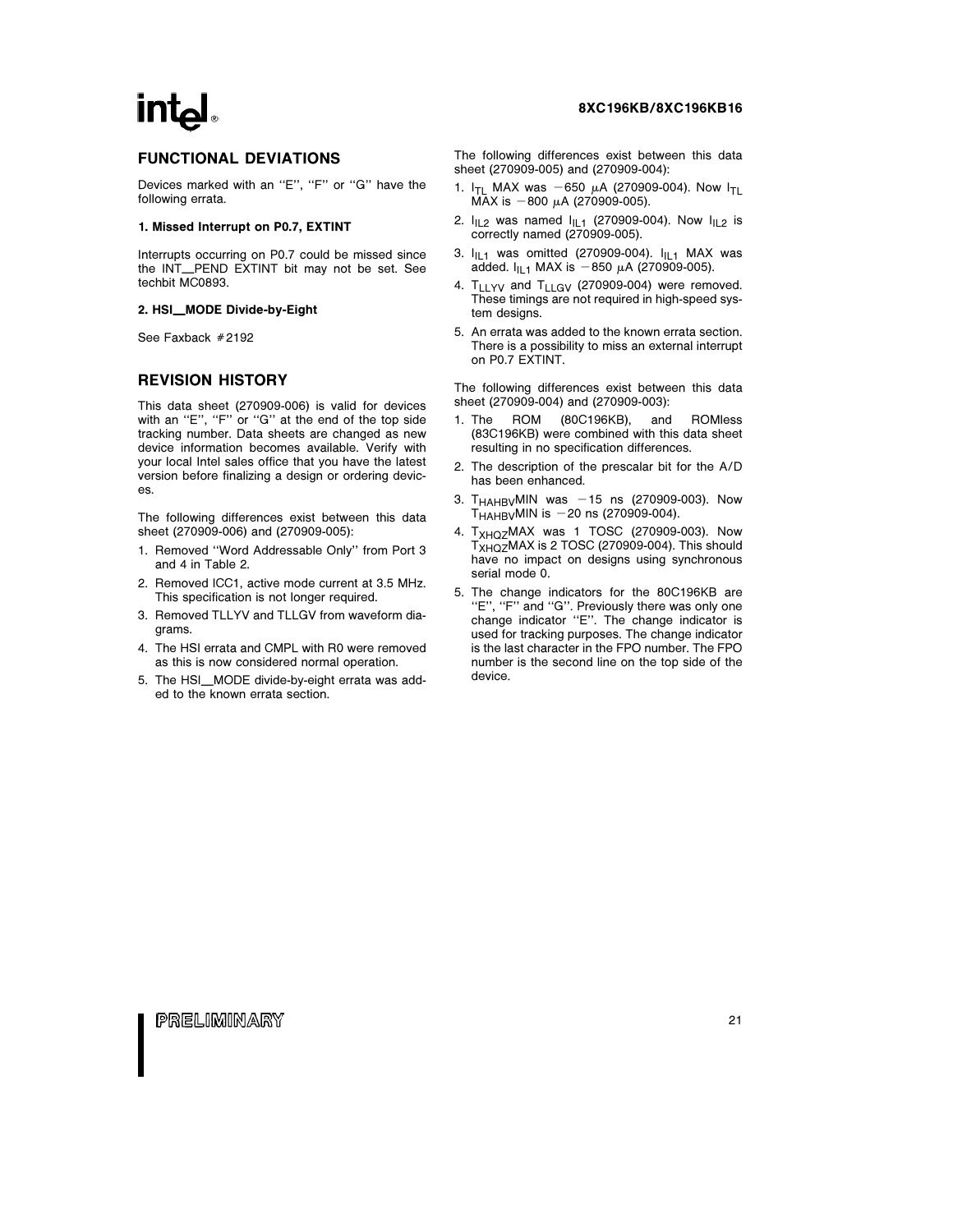## FUNCTIONAL DEVIATIONS

Devices marked with an ''E'', ''F'' or ''G'' have the following errata.

**1. Missed Interrupt on P0.7, EXTINT**

Interrupts occurring on P0.7 could be missed since the INT_PEND EXTINT bit may not be set. See techbit MC0893.

**2. HSI_MODE Divide-by-Eight**

See Faxback #2192

## REVISION HISTORY

This data sheet (270909-006) is valid for devices with an ''E'', ''F'' or ''G'' at the end of the top side tracking number. Data sheets are changed as new device information becomes available. Verify with your local Intel sales office that you have the latest version before finalizing a design or ordering devices.

The following differences exist between this data sheet (270909-006) and (270909-005):

1. Removed ''Word Addressable Only'' from Port 3 and 4 in Table 2.
2. Removed ICC1, active mode current at 3.5 MHz. This specification is not longer required.
3. Removed TLLYV and TLLGV from waveform diagrams.
4. The HSI errata and CMPL with R0 were removed as this is now considered normal operation.
5. The HSI_MODE divide-by-eight errata was added to the known errata section.

The following differences exist between this data sheet (270909-005) and (270909-004):

1. $I_{TL}$ MAX was $-650$ µA (270909-004). Now $I_{TL}$ MAX is $-800$ µA (270909-005).
2. $I_{IL2}$ was named $I_{IL1}$ (270909-004). Now $I_{IL2}$ is correctly named (270909-005).
3. $I_{IL1}$ was omitted (270909-004). $I_{IL1}$ MAX was added. $I_{IL1}$ MAX is $-850$ µA (270909-005).
4. $T_{LLYV}$ and $T_{LLGV}$ (270909-004) were removed. These timings are not required in high-speed system designs.
5. An errata was added to the known errata section. There is a possibility to miss an external interrupt on P0.7 EXTINT.

The following differences exist between this data sheet (270909-004) and (270909-003):

1. The ROM (80C196KB), and ROMless (83C196KB) were combined with this data sheet resulting in no specification differences.
2. The description of the prescalar bit for the A/D has been enhanced.
3. $T_{HAHBV}$MIN was $-15$ ns (270909-003). Now $T_{HAHBV}$MIN is $-20$ ns (270909-004).
4. $T_{XHQZ}$MAX was 1 TOSC (270909-003). Now $T_{XHQZ}$MAX is 2 TOSC (270909-004). This should have no impact on designs using synchronous serial mode 0.
5. The change indicators for the 80C196KB are ''E'', ''F'' and ''G''. Previously there was only one change indicator ''E''. The change indicator is used for tracking purposes. The change indicator is the last character in the FPO number. The FPO number is the second line on the top side of the device.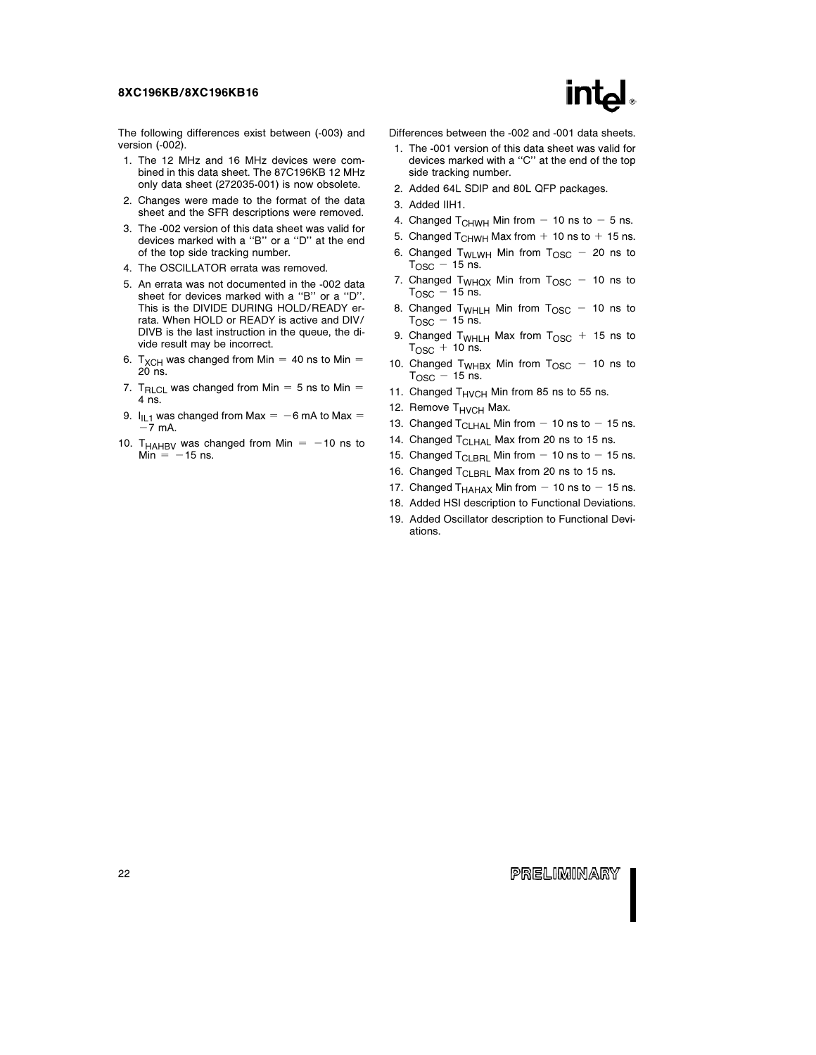The following differences exist between (-003) and version (-002).

1. The 12 MHz and 16 MHz devices were combined in this data sheet. The 87C196KB 12 MHz only data sheet (272035-001) is now obsolete.
2. Changes were made to the format of the data sheet and the SFR descriptions were removed.
3. The -002 version of this data sheet was valid for devices marked with a ''B'' or a ''D'' at the end of the top side tracking number.
4. The OSCILLATOR errata was removed.
5. An errata was not documented in the -002 data sheet for devices marked with a ''B'' or a ''D''. This is the DIVIDE DURING HOLD/READY errata. When HOLD or READY is active and DIV/DIVB is the last instruction in the queue, the divide result may be incorrect.
6. $T_{XCH}$ was changed from Min = 40 ns to Min = 20 ns.
7. $T_{RLCL}$ was changed from Min = 5 ns to Min = 4 ns.
9. $I_{IL1}$ was changed from Max = −6 mA to Max = −7 mA.
10. $T_{HAHBV}$ was changed from Min = −10 ns to Min = −15 ns.

Differences between the -002 and -001 data sheets.

1. The -001 version of this data sheet was valid for devices marked with a ''C'' at the end of the top side tracking number.
2. Added 64L SDIP and 80L QFP packages.
3. Added IIH1.
4. Changed $T_{CHWH}$ Min from − 10 ns to − 5 ns.
5. Changed $T_{CHWH}$ Max from + 10 ns to + 15 ns.
6. Changed $T_{WLWH}$ Min from $T_{OSC}$ − 20 ns to $T_{OSC}$ − 15 ns.
7. Changed $T_{WHQX}$ Min from $T_{OSC}$ − 10 ns to $T_{OSC}$ − 15 ns.
8. Changed $T_{WHLH}$ Min from $T_{OSC}$ − 10 ns to $T_{OSC}$ − 15 ns.
9. Changed $T_{WHLH}$ Max from $T_{OSC}$ + 15 ns to $T_{OSC}$ + 10 ns.
10. Changed $T_{WHBX}$ Min from $T_{OSC}$ − 10 ns to $T_{OSC}$ − 15 ns.
11. Changed $T_{HVCH}$ Min from 85 ns to 55 ns.
12. Remove $T_{HVCH}$ Max.
13. Changed $T_{CLHAL}$ Min from − 10 ns to − 15 ns.
14. Changed $T_{CLHAL}$ Max from 20 ns to 15 ns.
15. Changed $T_{CLBRL}$ Min from − 10 ns to − 15 ns.
16. Changed $T_{CLBRL}$ Max from 20 ns to 15 ns.
17. Changed $T_{HAHAX}$ Min from − 10 ns to − 15 ns.
18. Added HSI description to Functional Deviations.
19. Added Oscillator description to Functional Deviations.